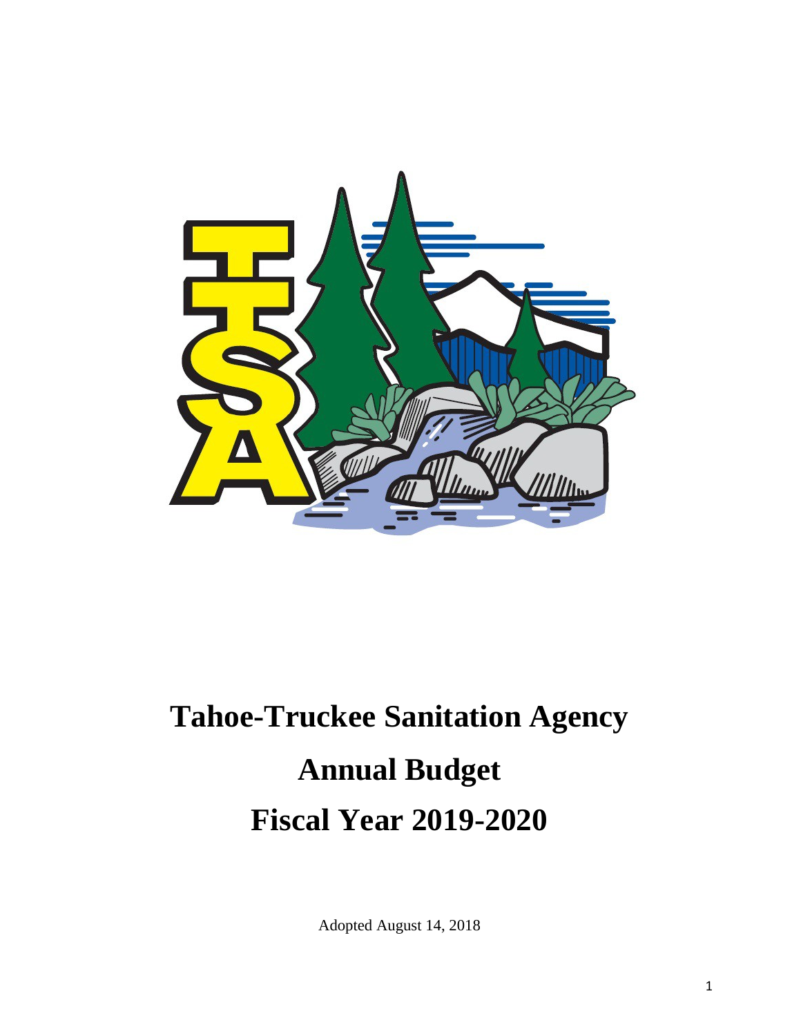# Tahoe-Truckee Sanitation Agency

# Annual Budget

# Fiscal Year 2019-2020

Adopted August 14, 2018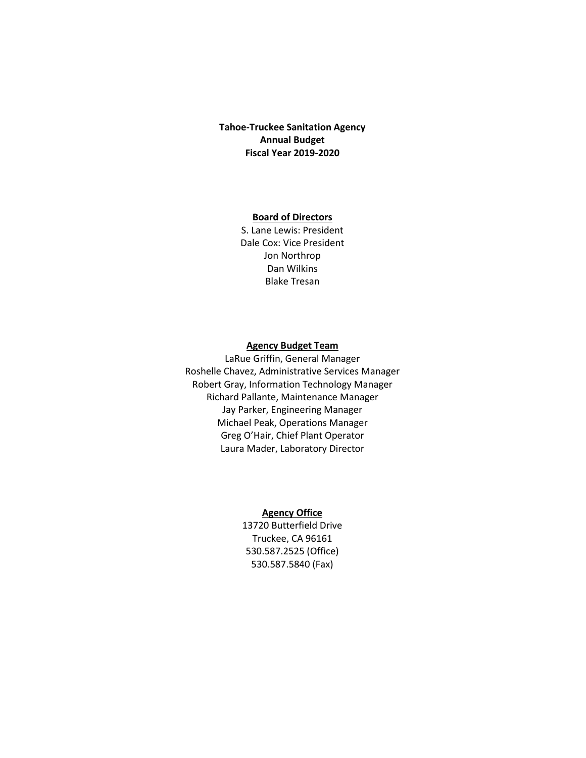**Tahoe-Truckee Sanitation Agency**
**Annual Budget**
**Fiscal Year 2019-2020**

**Board of Directors**

S. Lane Lewis: President
Dale Cox: Vice President
Jon Northrop
Dan Wilkins
Blake Tresan

**Agency Budget Team**

LaRue Griffin, General Manager
Roshelle Chavez, Administrative Services Manager
Robert Gray, Information Technology Manager
Richard Pallante, Maintenance Manager
Jay Parker, Engineering Manager
Michael Peak, Operations Manager
Greg O'Hair, Chief Plant Operator
Laura Mader, Laboratory Director

**Agency Office**

13720 Butterfield Drive
Truckee, CA 96161
530.587.2525 (Office)
530.587.5840 (Fax)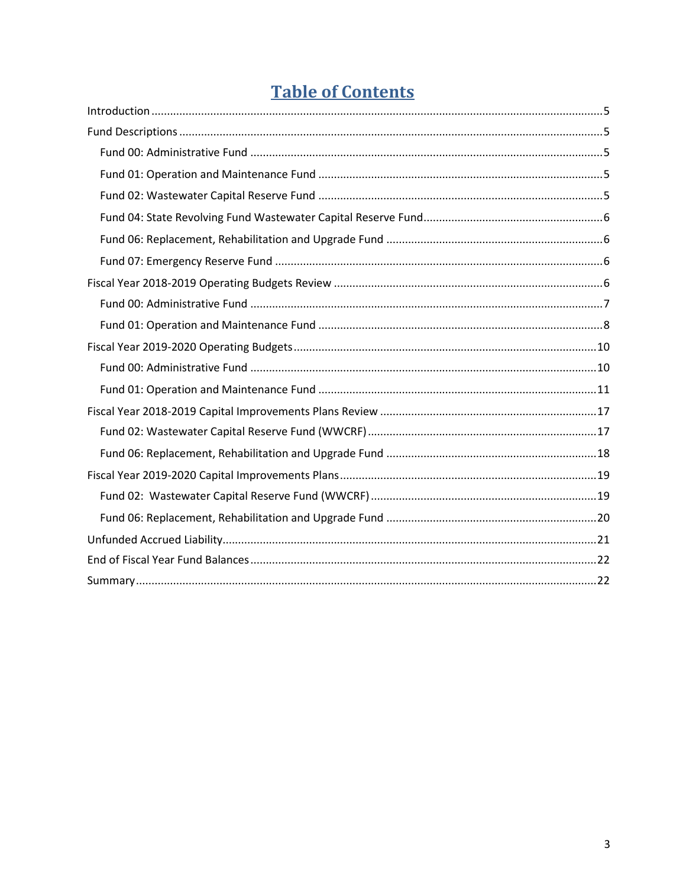# Table of Contents

Introduction ..... 5

Fund Descriptions ..... 5

- Fund 00: Administrative Fund ..... 5
- Fund 01: Operation and Maintenance Fund ..... 5
- Fund 02: Wastewater Capital Reserve Fund ..... 5
- Fund 04: State Revolving Fund Wastewater Capital Reserve Fund ..... 6
- Fund 06: Replacement, Rehabilitation and Upgrade Fund ..... 6
- Fund 07: Emergency Reserve Fund ..... 6

Fiscal Year 2018-2019 Operating Budgets Review ..... 6

- Fund 00: Administrative Fund ..... 7
- Fund 01: Operation and Maintenance Fund ..... 8

Fiscal Year 2019-2020 Operating Budgets ..... 10

- Fund 00: Administrative Fund ..... 10
- Fund 01: Operation and Maintenance Fund ..... 11

Fiscal Year 2018-2019 Capital Improvements Plans Review ..... 17

- Fund 02: Wastewater Capital Reserve Fund (WWCRF) ..... 17
- Fund 06: Replacement, Rehabilitation and Upgrade Fund ..... 18

Fiscal Year 2019-2020 Capital Improvements Plans ..... 19

- Fund 02: Wastewater Capital Reserve Fund (WWCRF) ..... 19
- Fund 06: Replacement, Rehabilitation and Upgrade Fund ..... 20

Unfunded Accrued Liability ..... 21

End of Fiscal Year Fund Balances ..... 22

Summary ..... 22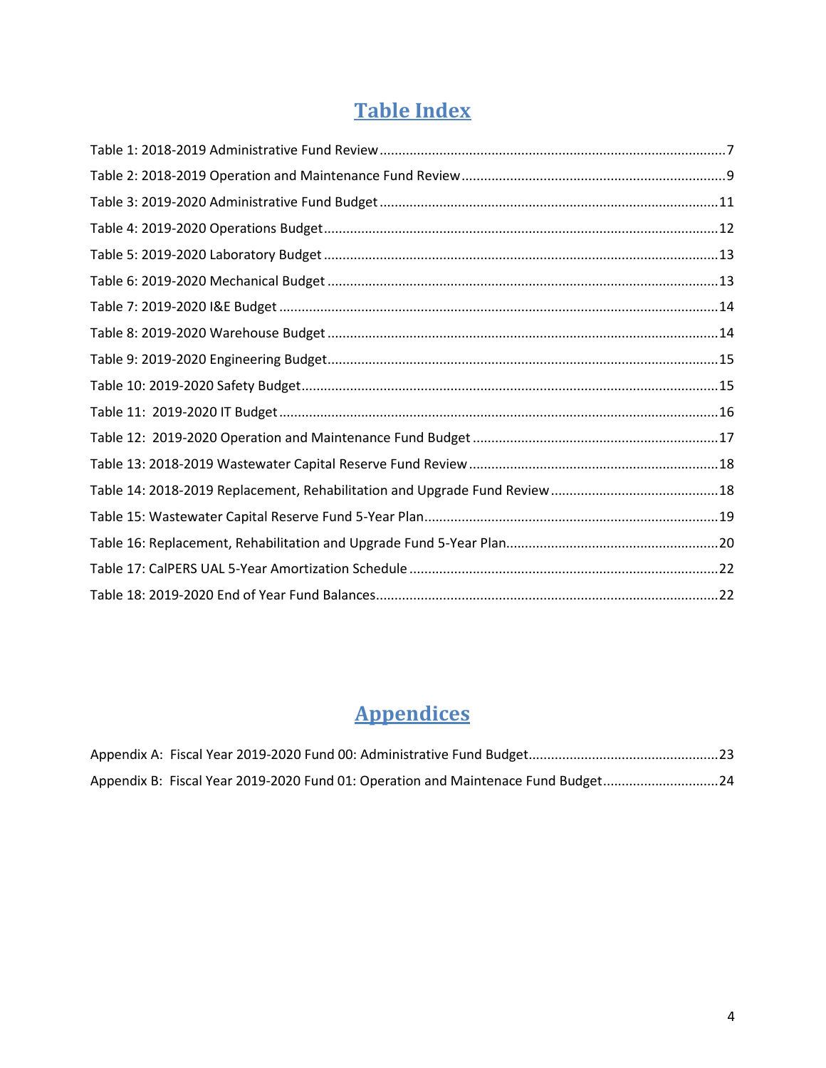# Table Index

Table 1: 2018-2019 Administrative Fund Review ....................................................................................7

Table 2: 2018-2019 Operation and Maintenance Fund Review .................................................................9

Table 3: 2019-2020 Administrative Fund Budget ...................................................................................11

Table 4: 2019-2020 Operations Budget...................................................................................................12

Table 5: 2019-2020 Laboratory Budget ...................................................................................................13

Table 6: 2019-2020 Mechanical Budget ...................................................................................................13

Table 7: 2019-2020 I&E Budget ...............................................................................................................14

Table 8: 2019-2020 Warehouse Budget ...................................................................................................14

Table 9: 2019-2020 Engineering Budget...................................................................................................15

Table 10: 2019-2020 Safety Budget..........................................................................................................15

Table 11: 2019-2020 IT Budget ...............................................................................................................16

Table 12: 2019-2020 Operation and Maintenance Fund Budget ............................................................17

Table 13: 2018-2019 Wastewater Capital Reserve Fund Review .............................................................18

Table 14: 2018-2019 Replacement, Rehabilitation and Upgrade Fund Review ........................................18

Table 15: Wastewater Capital Reserve Fund 5-Year Plan.........................................................................19

Table 16: Replacement, Rehabilitation and Upgrade Fund 5-Year Plan...................................................20

Table 17: CalPERS UAL 5-Year Amortization Schedule ............................................................................22

Table 18: 2019-2020 End of Year Fund Balances......................................................................................22

# Appendices

Appendix A: Fiscal Year 2019-2020 Fund 00: Administrative Fund Budget.............................................23

Appendix B: Fiscal Year 2019-2020 Fund 01: Operation and Maintenace Fund Budget..........................24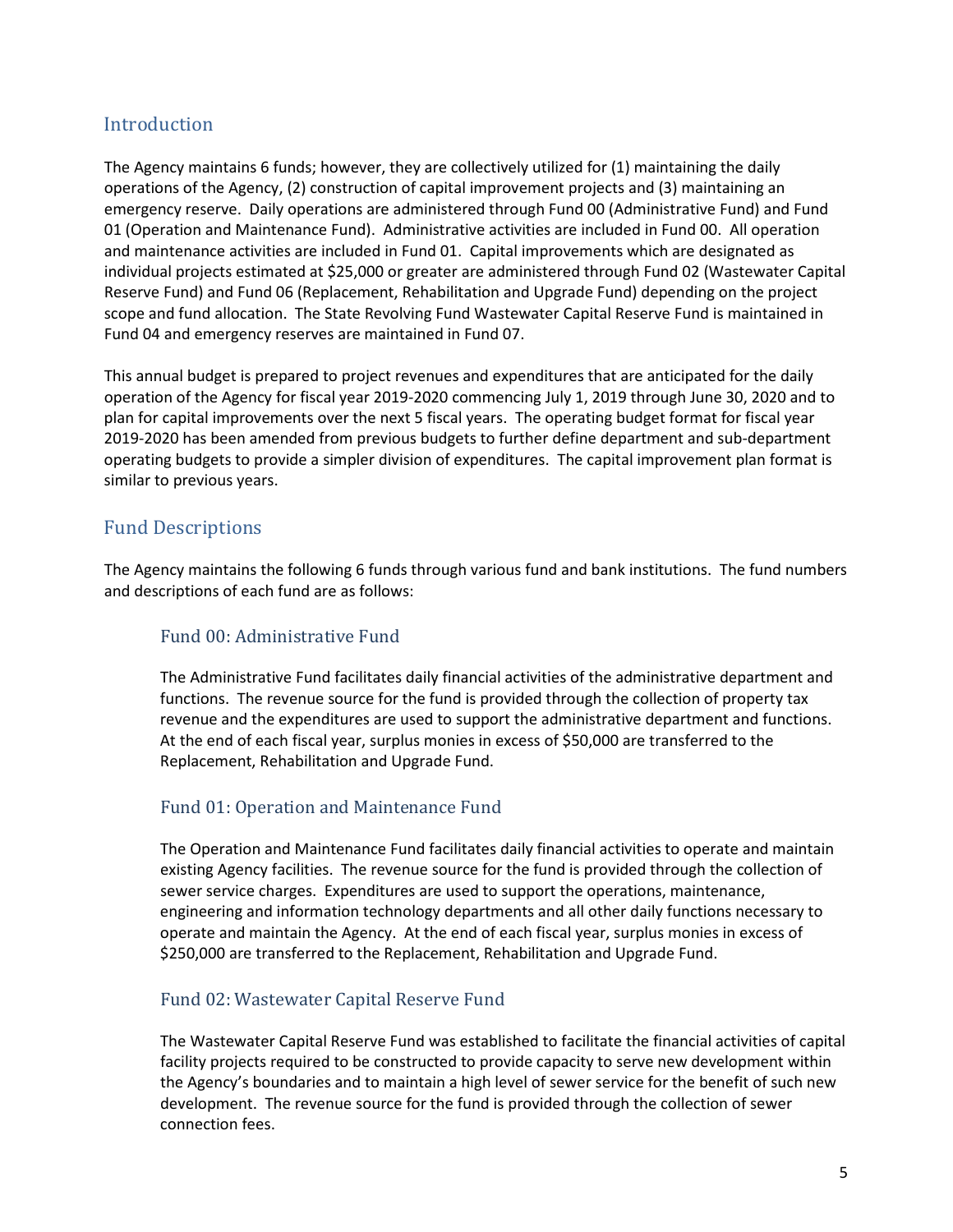## Introduction

The Agency maintains 6 funds; however, they are collectively utilized for (1) maintaining the daily operations of the Agency, (2) construction of capital improvement projects and (3) maintaining an emergency reserve. Daily operations are administered through Fund 00 (Administrative Fund) and Fund 01 (Operation and Maintenance Fund). Administrative activities are included in Fund 00. All operation and maintenance activities are included in Fund 01. Capital improvements which are designated as individual projects estimated at $25,000 or greater are administered through Fund 02 (Wastewater Capital Reserve Fund) and Fund 06 (Replacement, Rehabilitation and Upgrade Fund) depending on the project scope and fund allocation. The State Revolving Fund Wastewater Capital Reserve Fund is maintained in Fund 04 and emergency reserves are maintained in Fund 07.

This annual budget is prepared to project revenues and expenditures that are anticipated for the daily operation of the Agency for fiscal year 2019-2020 commencing July 1, 2019 through June 30, 2020 and to plan for capital improvements over the next 5 fiscal years. The operating budget format for fiscal year 2019-2020 has been amended from previous budgets to further define department and sub-department operating budgets to provide a simpler division of expenditures. The capital improvement plan format is similar to previous years.

## Fund Descriptions

The Agency maintains the following 6 funds through various fund and bank institutions. The fund numbers and descriptions of each fund are as follows:

### Fund 00: Administrative Fund

The Administrative Fund facilitates daily financial activities of the administrative department and functions. The revenue source for the fund is provided through the collection of property tax revenue and the expenditures are used to support the administrative department and functions. At the end of each fiscal year, surplus monies in excess of $50,000 are transferred to the Replacement, Rehabilitation and Upgrade Fund.

### Fund 01: Operation and Maintenance Fund

The Operation and Maintenance Fund facilitates daily financial activities to operate and maintain existing Agency facilities. The revenue source for the fund is provided through the collection of sewer service charges. Expenditures are used to support the operations, maintenance, engineering and information technology departments and all other daily functions necessary to operate and maintain the Agency. At the end of each fiscal year, surplus monies in excess of $250,000 are transferred to the Replacement, Rehabilitation and Upgrade Fund.

### Fund 02: Wastewater Capital Reserve Fund

The Wastewater Capital Reserve Fund was established to facilitate the financial activities of capital facility projects required to be constructed to provide capacity to serve new development within the Agency's boundaries and to maintain a high level of sewer service for the benefit of such new development. The revenue source for the fund is provided through the collection of sewer connection fees.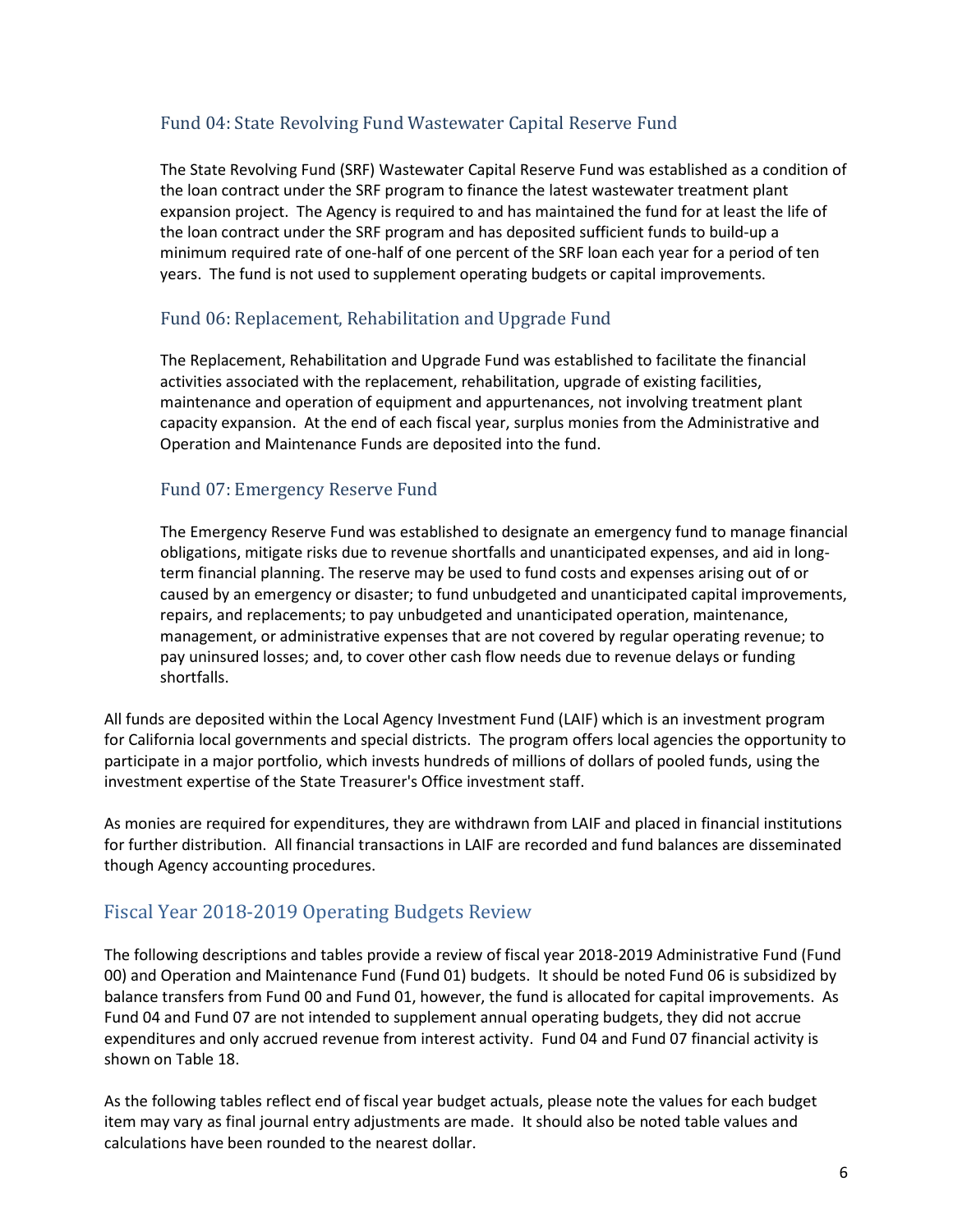### Fund 04: State Revolving Fund Wastewater Capital Reserve Fund

The State Revolving Fund (SRF) Wastewater Capital Reserve Fund was established as a condition of the loan contract under the SRF program to finance the latest wastewater treatment plant expansion project. The Agency is required to and has maintained the fund for at least the life of the loan contract under the SRF program and has deposited sufficient funds to build-up a minimum required rate of one-half of one percent of the SRF loan each year for a period of ten years. The fund is not used to supplement operating budgets or capital improvements.

### Fund 06: Replacement, Rehabilitation and Upgrade Fund

The Replacement, Rehabilitation and Upgrade Fund was established to facilitate the financial activities associated with the replacement, rehabilitation, upgrade of existing facilities, maintenance and operation of equipment and appurtenances, not involving treatment plant capacity expansion. At the end of each fiscal year, surplus monies from the Administrative and Operation and Maintenance Funds are deposited into the fund.

### Fund 07: Emergency Reserve Fund

The Emergency Reserve Fund was established to designate an emergency fund to manage financial obligations, mitigate risks due to revenue shortfalls and unanticipated expenses, and aid in long-term financial planning. The reserve may be used to fund costs and expenses arising out of or caused by an emergency or disaster; to fund unbudgeted and unanticipated capital improvements, repairs, and replacements; to pay unbudgeted and unanticipated operation, maintenance, management, or administrative expenses that are not covered by regular operating revenue; to pay uninsured losses; and, to cover other cash flow needs due to revenue delays or funding shortfalls.

All funds are deposited within the Local Agency Investment Fund (LAIF) which is an investment program for California local governments and special districts. The program offers local agencies the opportunity to participate in a major portfolio, which invests hundreds of millions of dollars of pooled funds, using the investment expertise of the State Treasurer's Office investment staff.

As monies are required for expenditures, they are withdrawn from LAIF and placed in financial institutions for further distribution. All financial transactions in LAIF are recorded and fund balances are disseminated though Agency accounting procedures.

## Fiscal Year 2018-2019 Operating Budgets Review

The following descriptions and tables provide a review of fiscal year 2018-2019 Administrative Fund (Fund 00) and Operation and Maintenance Fund (Fund 01) budgets. It should be noted Fund 06 is subsidized by balance transfers from Fund 00 and Fund 01, however, the fund is allocated for capital improvements. As Fund 04 and Fund 07 are not intended to supplement annual operating budgets, they did not accrue expenditures and only accrued revenue from interest activity. Fund 04 and Fund 07 financial activity is shown on Table 18.

As the following tables reflect end of fiscal year budget actuals, please note the values for each budget item may vary as final journal entry adjustments are made. It should also be noted table values and calculations have been rounded to the nearest dollar.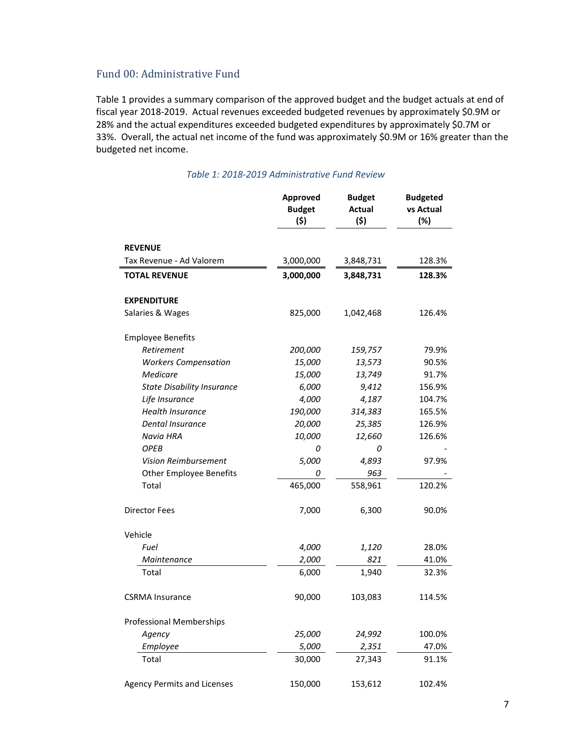## Fund 00: Administrative Fund

Table 1 provides a summary comparison of the approved budget and the budget actuals at end of fiscal year 2018-2019. Actual revenues exceeded budgeted revenues by approximately $0.9M or 28% and the actual expenditures exceeded budgeted expenditures by approximately $0.7M or 33%. Overall, the actual net income of the fund was approximately $0.9M or 16% greater than the budgeted net income.

*Table 1: 2018-2019 Administrative Fund Review*

| | Approved Budget ($) | Budget Actual ($) | Budgeted vs Actual (%) |
|---|---|---|---|
| **REVENUE** | | | |
| Tax Revenue - Ad Valorem | 3,000,000 | 3,848,731 | 128.3% |
| **TOTAL REVENUE** | **3,000,000** | **3,848,731** | **128.3%** |
| **EXPENDITURE** | | | |
| Salaries & Wages | 825,000 | 1,042,468 | 126.4% |
| Employee Benefits | | | |
| *Retirement* | *200,000* | *159,757* | 79.9% |
| *Workers Compensation* | *15,000* | *13,573* | 90.5% |
| *Medicare* | *15,000* | *13,749* | 91.7% |
| *State Disability Insurance* | *6,000* | *9,412* | 156.9% |
| *Life Insurance* | *4,000* | *4,187* | 104.7% |
| *Health Insurance* | *190,000* | *314,383* | 165.5% |
| *Dental Insurance* | *20,000* | *25,385* | 126.9% |
| *Navia HRA* | *10,000* | *12,660* | 126.6% |
| *OPEB* | *0* | *0* | - |
| *Vision Reimbursement* | *5,000* | *4,893* | 97.9% |
| Other Employee Benefits | *0* | *963* | - |
| Total | 465,000 | 558,961 | 120.2% |
| Director Fees | 7,000 | 6,300 | 90.0% |
| Vehicle | | | |
| *Fuel* | *4,000* | *1,120* | 28.0% |
| *Maintenance* | *2,000* | *821* | 41.0% |
| Total | 6,000 | 1,940 | 32.3% |
| CSRMA Insurance | 90,000 | 103,083 | 114.5% |
| Professional Memberships | | | |
| *Agency* | *25,000* | *24,992* | 100.0% |
| *Employee* | *5,000* | *2,351* | 47.0% |
| Total | 30,000 | 27,343 | 91.1% |
| Agency Permits and Licenses | 150,000 | 153,612 | 102.4% |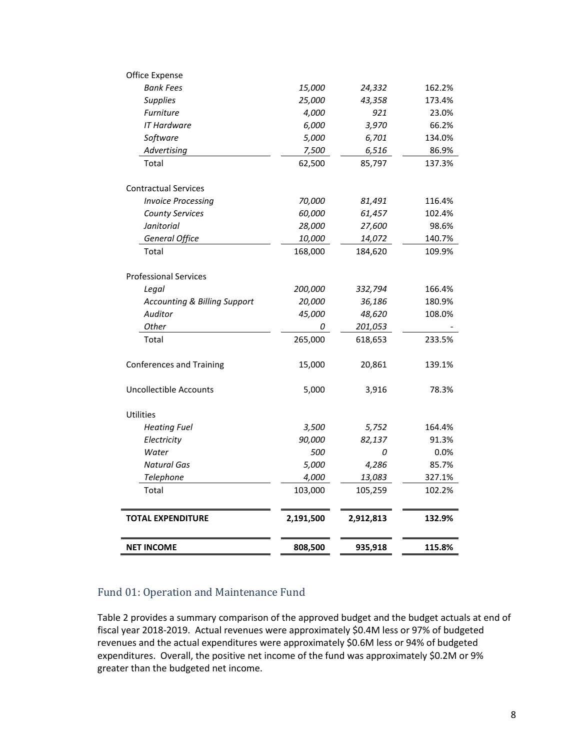| | | | |
|---|---|---|---|
| Office Expense | | | |
| *Bank Fees* | *15,000* | *24,332* | 162.2% |
| *Supplies* | *25,000* | *43,358* | 173.4% |
| *Furniture* | *4,000* | *921* | 23.0% |
| *IT Hardware* | *6,000* | *3,970* | 66.2% |
| *Software* | *5,000* | *6,701* | 134.0% |
| *Advertising* | *7,500* | *6,516* | 86.9% |
| Total | 62,500 | 85,797 | 137.3% |
| | | | |
| Contractual Services | | | |
| *Invoice Processing* | *70,000* | *81,491* | 116.4% |
| *County Services* | *60,000* | *61,457* | 102.4% |
| *Janitorial* | *28,000* | *27,600* | 98.6% |
| *General Office* | *10,000* | *14,072* | 140.7% |
| Total | 168,000 | 184,620 | 109.9% |
| | | | |
| Professional Services | | | |
| *Legal* | *200,000* | *332,794* | 166.4% |
| *Accounting & Billing Support* | *20,000* | *36,186* | 180.9% |
| *Auditor* | *45,000* | *48,620* | 108.0% |
| *Other* | *0* | *201,053* | - |
| Total | 265,000 | 618,653 | 233.5% |
| | | | |
| Conferences and Training | 15,000 | 20,861 | 139.1% |
| | | | |
| Uncollectible Accounts | 5,000 | 3,916 | 78.3% |
| | | | |
| Utilities | | | |
| *Heating Fuel* | *3,500* | *5,752* | 164.4% |
| *Electricity* | *90,000* | *82,137* | 91.3% |
| *Water* | *500* | *0* | 0.0% |
| *Natural Gas* | *5,000* | *4,286* | 85.7% |
| *Telephone* | *4,000* | *13,083* | 327.1% |
| Total | 103,000 | 105,259 | 102.2% |
| | | | |
| **TOTAL EXPENDITURE** | **2,191,500** | **2,912,813** | **132.9%** |
| | | | |
| **NET INCOME** | **808,500** | **935,918** | **115.8%** |

## Fund 01: Operation and Maintenance Fund

Table 2 provides a summary comparison of the approved budget and the budget actuals at end of fiscal year 2018-2019. Actual revenues were approximately $0.4M less or 97% of budgeted revenues and the actual expenditures were approximately $0.6M less or 94% of budgeted expenditures. Overall, the positive net income of the fund was approximately $0.2M or 9% greater than the budgeted net income.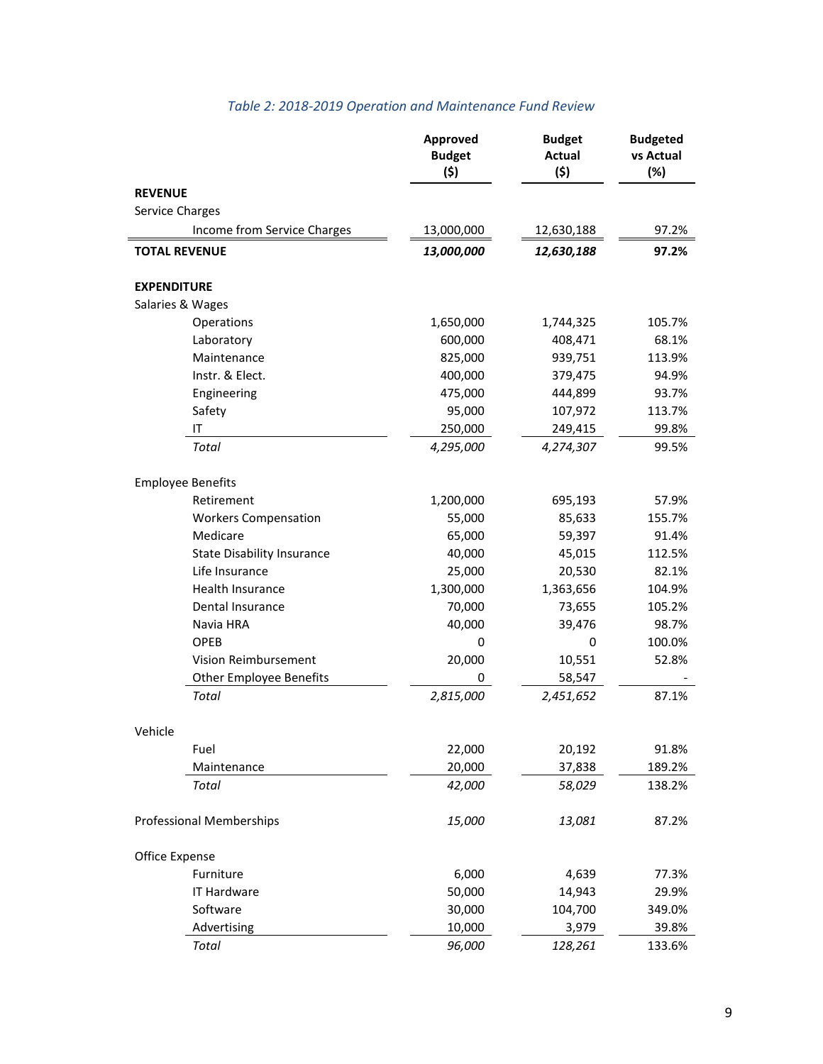*Table 2: 2018-2019 Operation and Maintenance Fund Review*

| | Approved Budget ($) | Budget Actual ($) | Budgeted vs Actual (%) |
|---|---|---|---|
| **REVENUE** | | | |
| Service Charges | | | |
| Income from Service Charges | 13,000,000 | 12,630,188 | 97.2% |
| **TOTAL REVENUE** | ***13,000,000*** | ***12,630,188*** | **97.2%** |
| | | | |
| **EXPENDITURE** | | | |
| Salaries & Wages | | | |
| Operations | 1,650,000 | 1,744,325 | 105.7% |
| Laboratory | 600,000 | 408,471 | 68.1% |
| Maintenance | 825,000 | 939,751 | 113.9% |
| Instr. & Elect. | 400,000 | 379,475 | 94.9% |
| Engineering | 475,000 | 444,899 | 93.7% |
| Safety | 95,000 | 107,972 | 113.7% |
| IT | 250,000 | 249,415 | 99.8% |
| *Total* | *4,295,000* | *4,274,307* | 99.5% |
| | | | |
| Employee Benefits | | | |
| Retirement | 1,200,000 | 695,193 | 57.9% |
| Workers Compensation | 55,000 | 85,633 | 155.7% |
| Medicare | 65,000 | 59,397 | 91.4% |
| State Disability Insurance | 40,000 | 45,015 | 112.5% |
| Life Insurance | 25,000 | 20,530 | 82.1% |
| Health Insurance | 1,300,000 | 1,363,656 | 104.9% |
| Dental Insurance | 70,000 | 73,655 | 105.2% |
| Navia HRA | 40,000 | 39,476 | 98.7% |
| OPEB | 0 | 0 | 100.0% |
| Vision Reimbursement | 20,000 | 10,551 | 52.8% |
| Other Employee Benefits | 0 | 58,547 | - |
| *Total* | *2,815,000* | *2,451,652* | 87.1% |
| | | | |
| Vehicle | | | |
| Fuel | 22,000 | 20,192 | 91.8% |
| Maintenance | 20,000 | 37,838 | 189.2% |
| *Total* | *42,000* | *58,029* | 138.2% |
| | | | |
| Professional Memberships | *15,000* | *13,081* | 87.2% |
| | | | |
| Office Expense | | | |
| Furniture | 6,000 | 4,639 | 77.3% |
| IT Hardware | 50,000 | 14,943 | 29.9% |
| Software | 30,000 | 104,700 | 349.0% |
| Advertising | 10,000 | 3,979 | 39.8% |
| *Total* | *96,000* | *128,261* | 133.6% |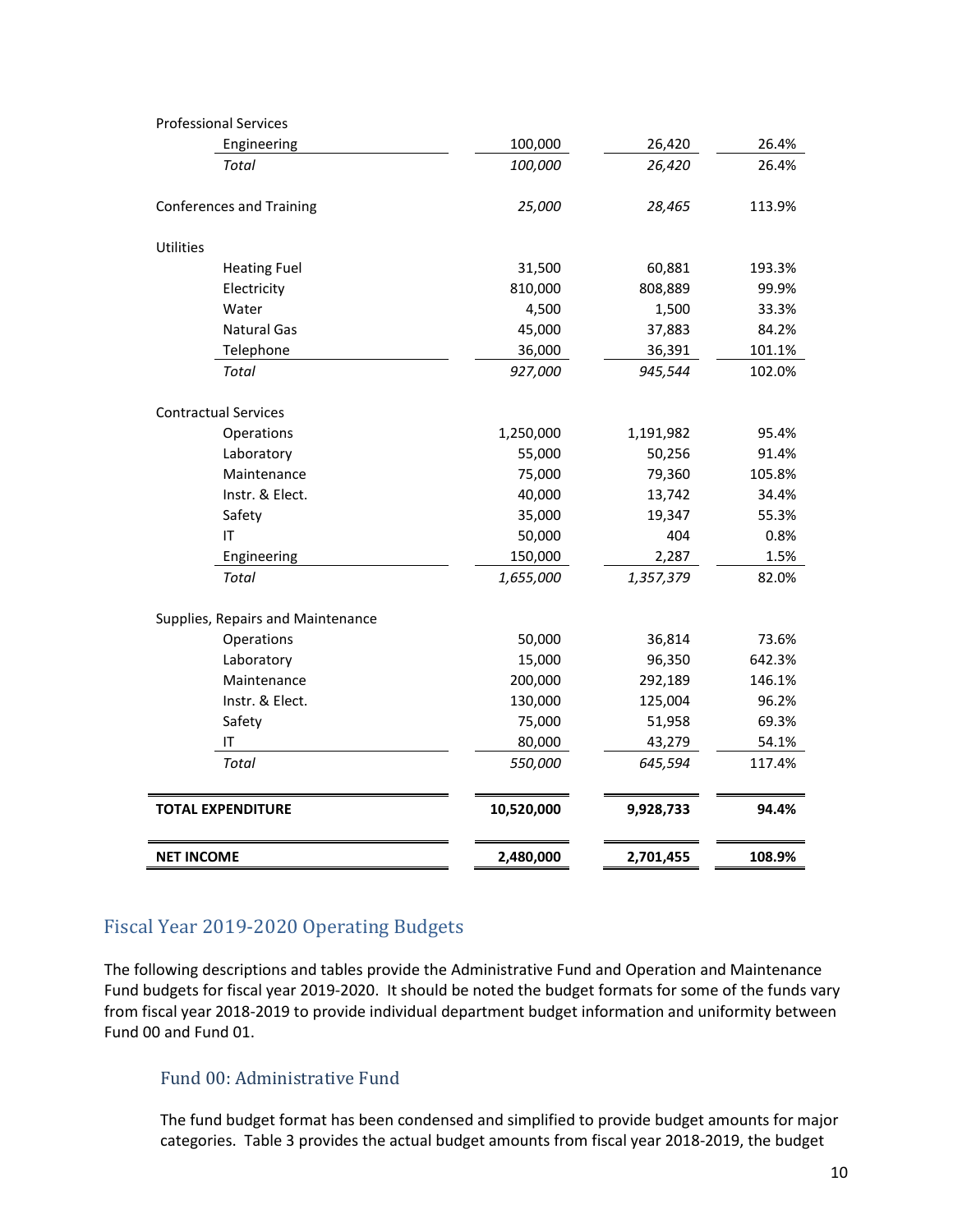| | | | |
|---|---|---|---|
| Professional Services | | | |
| Engineering | 100,000 | 26,420 | 26.4% |
| *Total* | *100,000* | *26,420* | 26.4% |
| | | | |
| Conferences and Training | *25,000* | *28,465* | 113.9% |
| | | | |
| Utilities | | | |
| Heating Fuel | 31,500 | 60,881 | 193.3% |
| Electricity | 810,000 | 808,889 | 99.9% |
| Water | 4,500 | 1,500 | 33.3% |
| Natural Gas | 45,000 | 37,883 | 84.2% |
| Telephone | 36,000 | 36,391 | 101.1% |
| *Total* | *927,000* | *945,544* | 102.0% |
| | | | |
| Contractual Services | | | |
| Operations | 1,250,000 | 1,191,982 | 95.4% |
| Laboratory | 55,000 | 50,256 | 91.4% |
| Maintenance | 75,000 | 79,360 | 105.8% |
| Instr. & Elect. | 40,000 | 13,742 | 34.4% |
| Safety | 35,000 | 19,347 | 55.3% |
| IT | 50,000 | 404 | 0.8% |
| Engineering | 150,000 | 2,287 | 1.5% |
| *Total* | *1,655,000* | *1,357,379* | 82.0% |
| | | | |
| Supplies, Repairs and Maintenance | | | |
| Operations | 50,000 | 36,814 | 73.6% |
| Laboratory | 15,000 | 96,350 | 642.3% |
| Maintenance | 200,000 | 292,189 | 146.1% |
| Instr. & Elect. | 130,000 | 125,004 | 96.2% |
| Safety | 75,000 | 51,958 | 69.3% |
| IT | 80,000 | 43,279 | 54.1% |
| *Total* | *550,000* | *645,594* | 117.4% |
| | | | |
| **TOTAL EXPENDITURE** | **10,520,000** | **9,928,733** | **94.4%** |
| | | | |
| **NET INCOME** | **2,480,000** | **2,701,455** | **108.9%** |

## Fiscal Year 2019-2020 Operating Budgets

The following descriptions and tables provide the Administrative Fund and Operation and Maintenance Fund budgets for fiscal year 2019-2020. It should be noted the budget formats for some of the funds vary from fiscal year 2018-2019 to provide individual department budget information and uniformity between Fund 00 and Fund 01.

### Fund 00: Administrative Fund

The fund budget format has been condensed and simplified to provide budget amounts for major categories. Table 3 provides the actual budget amounts from fiscal year 2018-2019, the budget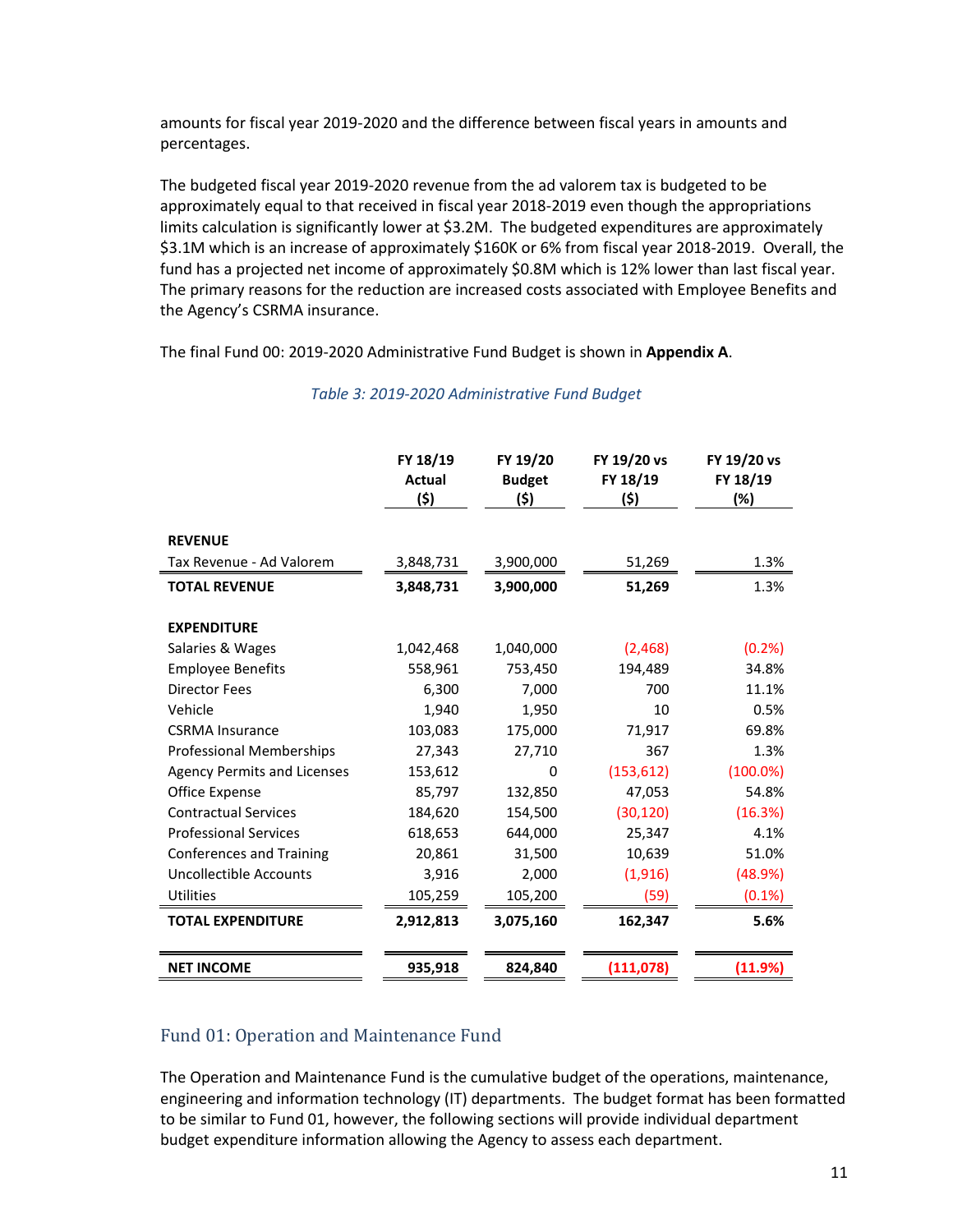amounts for fiscal year 2019-2020 and the difference between fiscal years in amounts and percentages.

The budgeted fiscal year 2019-2020 revenue from the ad valorem tax is budgeted to be approximately equal to that received in fiscal year 2018-2019 even though the appropriations limits calculation is significantly lower at $3.2M. The budgeted expenditures are approximately $3.1M which is an increase of approximately $160K or 6% from fiscal year 2018-2019. Overall, the fund has a projected net income of approximately $0.8M which is 12% lower than last fiscal year. The primary reasons for the reduction are increased costs associated with Employee Benefits and the Agency's CSRMA insurance.

The final Fund 00: 2019-2020 Administrative Fund Budget is shown in **Appendix A**.

*Table 3: 2019-2020 Administrative Fund Budget*

| | FY 18/19 Actual ($) | FY 19/20 Budget ($) | FY 19/20 vs FY 18/19 ($) | FY 19/20 vs FY 18/19 (%) |
|---|---|---|---|---|
| **REVENUE** | | | | |
| Tax Revenue - Ad Valorem | 3,848,731 | 3,900,000 | 51,269 | 1.3% |
| **TOTAL REVENUE** | **3,848,731** | **3,900,000** | **51,269** | 1.3% |
| **EXPENDITURE** | | | | |
| Salaries & Wages | 1,042,468 | 1,040,000 | (2,468) | (0.2%) |
| Employee Benefits | 558,961 | 753,450 | 194,489 | 34.8% |
| Director Fees | 6,300 | 7,000 | 700 | 11.1% |
| Vehicle | 1,940 | 1,950 | 10 | 0.5% |
| CSRMA Insurance | 103,083 | 175,000 | 71,917 | 69.8% |
| Professional Memberships | 27,343 | 27,710 | 367 | 1.3% |
| Agency Permits and Licenses | 153,612 | 0 | (153,612) | (100.0%) |
| Office Expense | 85,797 | 132,850 | 47,053 | 54.8% |
| Contractual Services | 184,620 | 154,500 | (30,120) | (16.3%) |
| Professional Services | 618,653 | 644,000 | 25,347 | 4.1% |
| Conferences and Training | 20,861 | 31,500 | 10,639 | 51.0% |
| Uncollectible Accounts | 3,916 | 2,000 | (1,916) | (48.9%) |
| Utilities | 105,259 | 105,200 | (59) | (0.1%) |
| **TOTAL EXPENDITURE** | **2,912,813** | **3,075,160** | **162,347** | **5.6%** |
| **NET INCOME** | **935,918** | **824,840** | **(111,078)** | **(11.9%)** |

## Fund 01: Operation and Maintenance Fund

The Operation and Maintenance Fund is the cumulative budget of the operations, maintenance, engineering and information technology (IT) departments. The budget format has been formatted to be similar to Fund 01, however, the following sections will provide individual department budget expenditure information allowing the Agency to assess each department.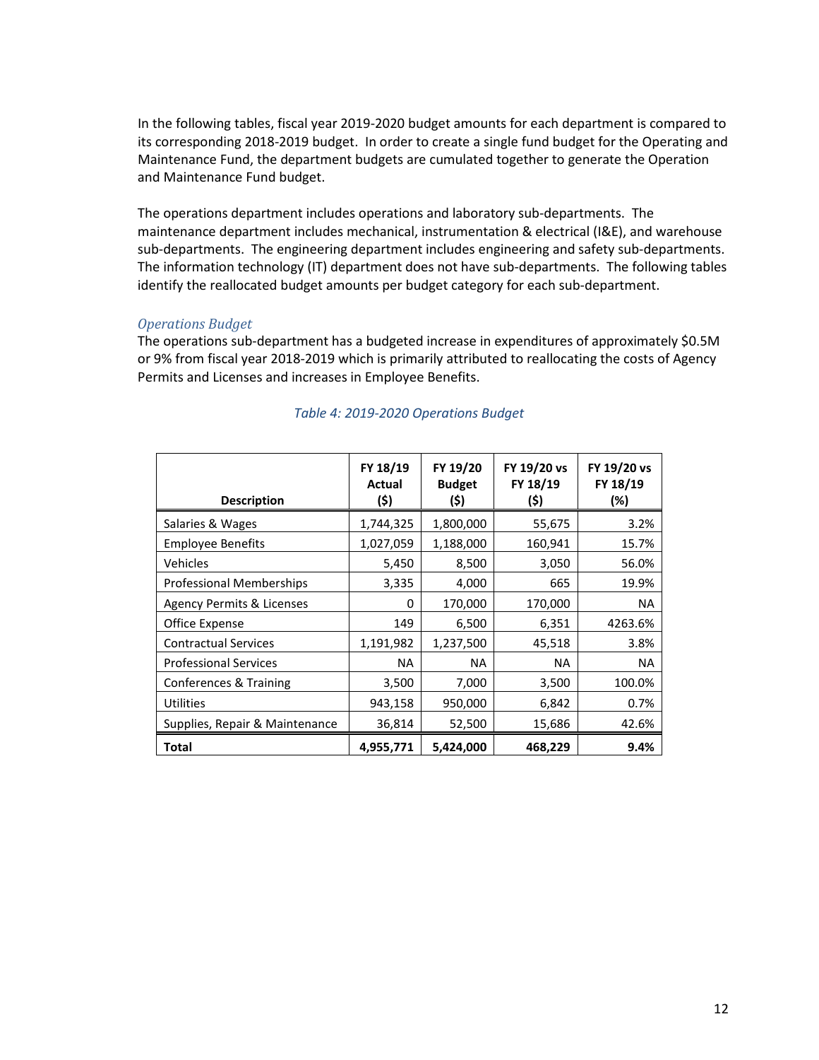In the following tables, fiscal year 2019-2020 budget amounts for each department is compared to its corresponding 2018-2019 budget. In order to create a single fund budget for the Operating and Maintenance Fund, the department budgets are cumulated together to generate the Operation and Maintenance Fund budget.

The operations department includes operations and laboratory sub-departments. The maintenance department includes mechanical, instrumentation & electrical (I&E), and warehouse sub-departments. The engineering department includes engineering and safety sub-departments. The information technology (IT) department does not have sub-departments. The following tables identify the reallocated budget amounts per budget category for each sub-department.

### *Operations Budget*

The operations sub-department has a budgeted increase in expenditures of approximately $0.5M or 9% from fiscal year 2018-2019 which is primarily attributed to reallocating the costs of Agency Permits and Licenses and increases in Employee Benefits.

*Table 4: 2019-2020 Operations Budget*

| Description | FY 18/19 Actual ($) | FY 19/20 Budget ($) | FY 19/20 vs FY 18/19 ($) | FY 19/20 vs FY 18/19 (%) |
|---|---|---|---|---|
| Salaries & Wages | 1,744,325 | 1,800,000 | 55,675 | 3.2% |
| Employee Benefits | 1,027,059 | 1,188,000 | 160,941 | 15.7% |
| Vehicles | 5,450 | 8,500 | 3,050 | 56.0% |
| Professional Memberships | 3,335 | 4,000 | 665 | 19.9% |
| Agency Permits & Licenses | 0 | 170,000 | 170,000 | NA |
| Office Expense | 149 | 6,500 | 6,351 | 4263.6% |
| Contractual Services | 1,191,982 | 1,237,500 | 45,518 | 3.8% |
| Professional Services | NA | NA | NA | NA |
| Conferences & Training | 3,500 | 7,000 | 3,500 | 100.0% |
| Utilities | 943,158 | 950,000 | 6,842 | 0.7% |
| Supplies, Repair & Maintenance | 36,814 | 52,500 | 15,686 | 42.6% |
| **Total** | **4,955,771** | **5,424,000** | **468,229** | **9.4%** |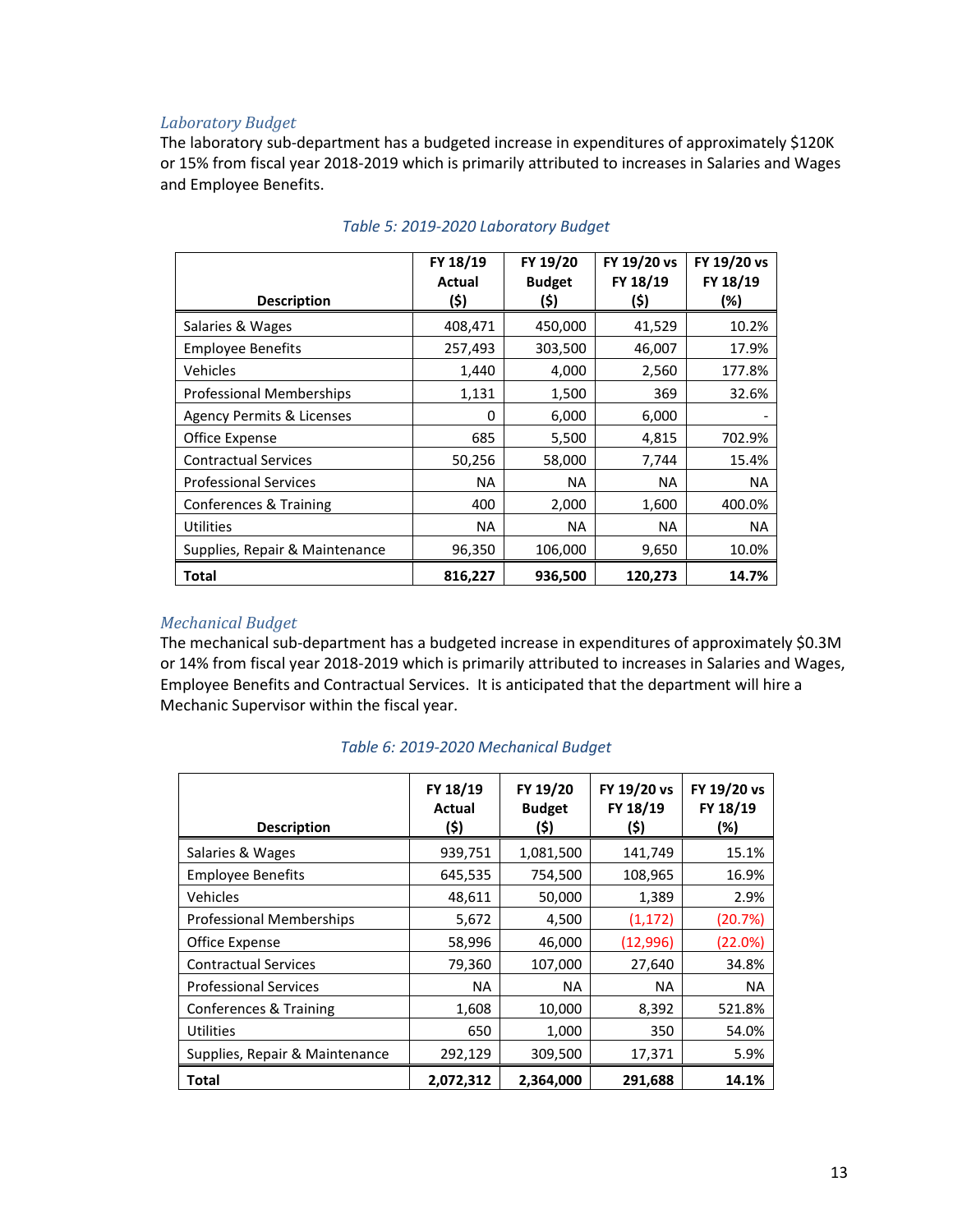### *Laboratory Budget*

The laboratory sub-department has a budgeted increase in expenditures of approximately $120K or 15% from fiscal year 2018-2019 which is primarily attributed to increases in Salaries and Wages and Employee Benefits.

*Table 5: 2019-2020 Laboratory Budget*

| Description | FY 18/19 Actual ($) | FY 19/20 Budget ($) | FY 19/20 vs FY 18/19 ($) | FY 19/20 vs FY 18/19 (%) |
|---|---|---|---|---|
| Salaries & Wages | 408,471 | 450,000 | 41,529 | 10.2% |
| Employee Benefits | 257,493 | 303,500 | 46,007 | 17.9% |
| Vehicles | 1,440 | 4,000 | 2,560 | 177.8% |
| Professional Memberships | 1,131 | 1,500 | 369 | 32.6% |
| Agency Permits & Licenses | 0 | 6,000 | 6,000 | - |
| Office Expense | 685 | 5,500 | 4,815 | 702.9% |
| Contractual Services | 50,256 | 58,000 | 7,744 | 15.4% |
| Professional Services | NA | NA | NA | NA |
| Conferences & Training | 400 | 2,000 | 1,600 | 400.0% |
| Utilities | NA | NA | NA | NA |
| Supplies, Repair & Maintenance | 96,350 | 106,000 | 9,650 | 10.0% |
| **Total** | **816,227** | **936,500** | **120,273** | **14.7%** |

### *Mechanical Budget*

The mechanical sub-department has a budgeted increase in expenditures of approximately $0.3M or 14% from fiscal year 2018-2019 which is primarily attributed to increases in Salaries and Wages, Employee Benefits and Contractual Services. It is anticipated that the department will hire a Mechanic Supervisor within the fiscal year.

*Table 6: 2019-2020 Mechanical Budget*

| Description | FY 18/19 Actual ($) | FY 19/20 Budget ($) | FY 19/20 vs FY 18/19 ($) | FY 19/20 vs FY 18/19 (%) |
|---|---|---|---|---|
| Salaries & Wages | 939,751 | 1,081,500 | 141,749 | 15.1% |
| Employee Benefits | 645,535 | 754,500 | 108,965 | 16.9% |
| Vehicles | 48,611 | 50,000 | 1,389 | 2.9% |
| Professional Memberships | 5,672 | 4,500 | (1,172) | (20.7%) |
| Office Expense | 58,996 | 46,000 | (12,996) | (22.0%) |
| Contractual Services | 79,360 | 107,000 | 27,640 | 34.8% |
| Professional Services | NA | NA | NA | NA |
| Conferences & Training | 1,608 | 10,000 | 8,392 | 521.8% |
| Utilities | 650 | 1,000 | 350 | 54.0% |
| Supplies, Repair & Maintenance | 292,129 | 309,500 | 17,371 | 5.9% |
| **Total** | **2,072,312** | **2,364,000** | **291,688** | **14.1%** |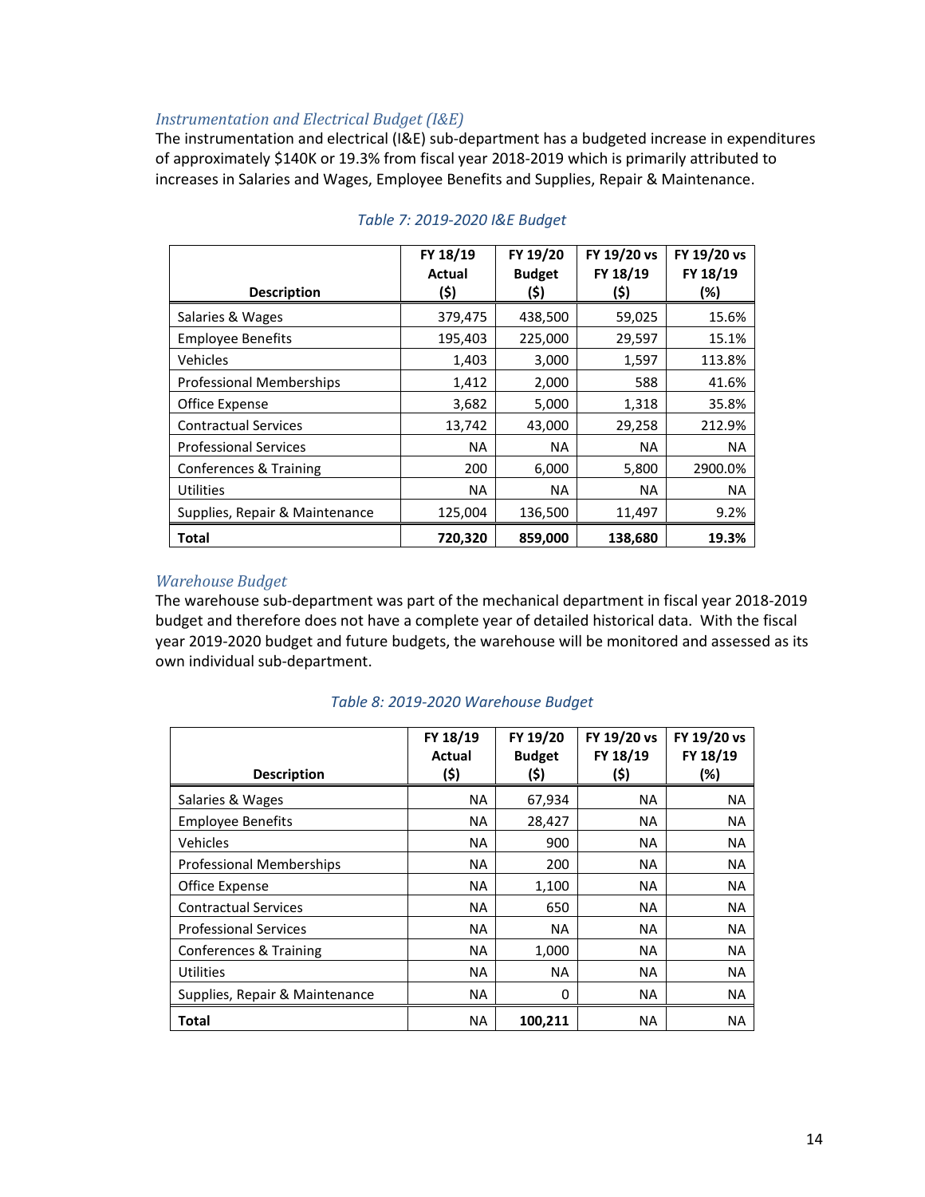### *Instrumentation and Electrical Budget (I&E)*

The instrumentation and electrical (I&E) sub-department has a budgeted increase in expenditures of approximately $140K or 19.3% from fiscal year 2018-2019 which is primarily attributed to increases in Salaries and Wages, Employee Benefits and Supplies, Repair & Maintenance.

*Table 7: 2019-2020 I&E Budget*

| Description | FY 18/19 Actual ($) | FY 19/20 Budget ($) | FY 19/20 vs FY 18/19 ($) | FY 19/20 vs FY 18/19 (%) |
|---|---|---|---|---|
| Salaries & Wages | 379,475 | 438,500 | 59,025 | 15.6% |
| Employee Benefits | 195,403 | 225,000 | 29,597 | 15.1% |
| Vehicles | 1,403 | 3,000 | 1,597 | 113.8% |
| Professional Memberships | 1,412 | 2,000 | 588 | 41.6% |
| Office Expense | 3,682 | 5,000 | 1,318 | 35.8% |
| Contractual Services | 13,742 | 43,000 | 29,258 | 212.9% |
| Professional Services | NA | NA | NA | NA |
| Conferences & Training | 200 | 6,000 | 5,800 | 2900.0% |
| Utilities | NA | NA | NA | NA |
| Supplies, Repair & Maintenance | 125,004 | 136,500 | 11,497 | 9.2% |
| **Total** | **720,320** | **859,000** | **138,680** | **19.3%** |

### *Warehouse Budget*

The warehouse sub-department was part of the mechanical department in fiscal year 2018-2019 budget and therefore does not have a complete year of detailed historical data. With the fiscal year 2019-2020 budget and future budgets, the warehouse will be monitored and assessed as its own individual sub-department.

*Table 8: 2019-2020 Warehouse Budget*

| Description | FY 18/19 Actual ($) | FY 19/20 Budget ($) | FY 19/20 vs FY 18/19 ($) | FY 19/20 vs FY 18/19 (%) |
|---|---|---|---|---|
| Salaries & Wages | NA | 67,934 | NA | NA |
| Employee Benefits | NA | 28,427 | NA | NA |
| Vehicles | NA | 900 | NA | NA |
| Professional Memberships | NA | 200 | NA | NA |
| Office Expense | NA | 1,100 | NA | NA |
| Contractual Services | NA | 650 | NA | NA |
| Professional Services | NA | NA | NA | NA |
| Conferences & Training | NA | 1,000 | NA | NA |
| Utilities | NA | NA | NA | NA |
| Supplies, Repair & Maintenance | NA | 0 | NA | NA |
| **Total** | NA | **100,211** | NA | NA |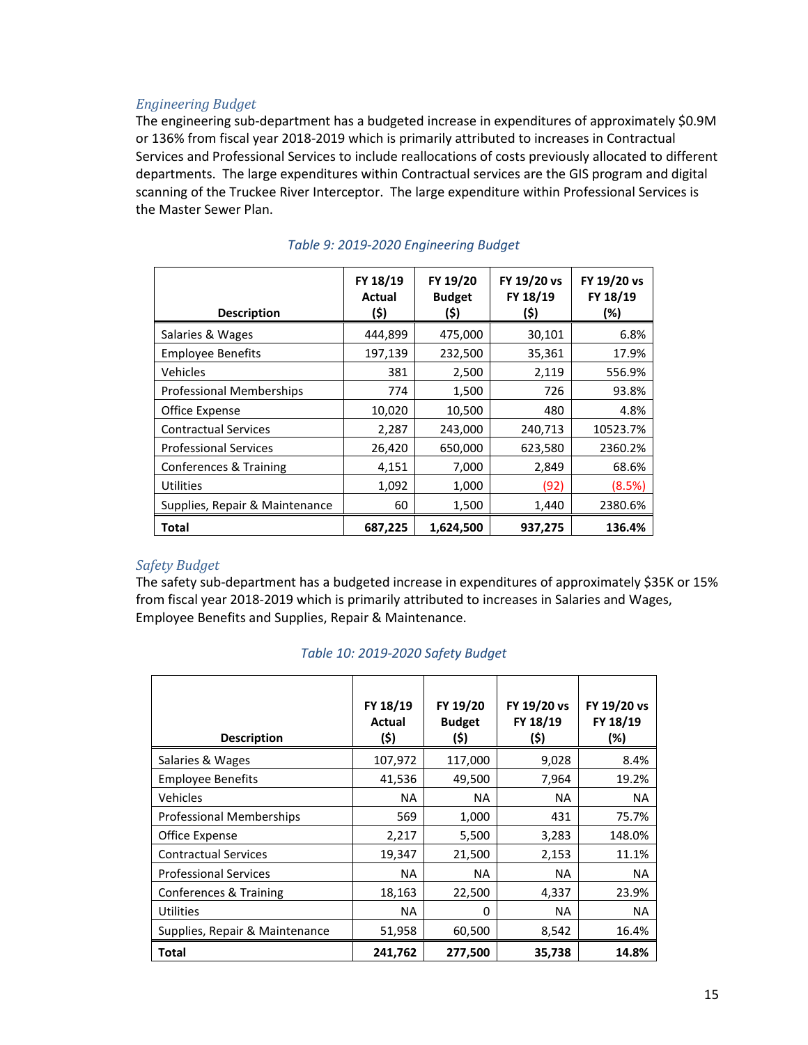### *Engineering Budget*

The engineering sub-department has a budgeted increase in expenditures of approximately $0.9M or 136% from fiscal year 2018-2019 which is primarily attributed to increases in Contractual Services and Professional Services to include reallocations of costs previously allocated to different departments. The large expenditures within Contractual services are the GIS program and digital scanning of the Truckee River Interceptor. The large expenditure within Professional Services is the Master Sewer Plan.

*Table 9: 2019-2020 Engineering Budget*

| Description | FY 18/19 Actual ($) | FY 19/20 Budget ($) | FY 19/20 vs FY 18/19 ($) | FY 19/20 vs FY 18/19 (%) |
|---|---|---|---|---|
| Salaries & Wages | 444,899 | 475,000 | 30,101 | 6.8% |
| Employee Benefits | 197,139 | 232,500 | 35,361 | 17.9% |
| Vehicles | 381 | 2,500 | 2,119 | 556.9% |
| Professional Memberships | 774 | 1,500 | 726 | 93.8% |
| Office Expense | 10,020 | 10,500 | 480 | 4.8% |
| Contractual Services | 2,287 | 243,000 | 240,713 | 10523.7% |
| Professional Services | 26,420 | 650,000 | 623,580 | 2360.2% |
| Conferences & Training | 4,151 | 7,000 | 2,849 | 68.6% |
| Utilities | 1,092 | 1,000 | (92) | (8.5%) |
| Supplies, Repair & Maintenance | 60 | 1,500 | 1,440 | 2380.6% |
| **Total** | **687,225** | **1,624,500** | **937,275** | **136.4%** |

### *Safety Budget*

The safety sub-department has a budgeted increase in expenditures of approximately $35K or 15% from fiscal year 2018-2019 which is primarily attributed to increases in Salaries and Wages, Employee Benefits and Supplies, Repair & Maintenance.

*Table 10: 2019-2020 Safety Budget*

| Description | FY 18/19 Actual ($) | FY 19/20 Budget ($) | FY 19/20 vs FY 18/19 ($) | FY 19/20 vs FY 18/19 (%) |
|---|---|---|---|---|
| Salaries & Wages | 107,972 | 117,000 | 9,028 | 8.4% |
| Employee Benefits | 41,536 | 49,500 | 7,964 | 19.2% |
| Vehicles | NA | NA | NA | NA |
| Professional Memberships | 569 | 1,000 | 431 | 75.7% |
| Office Expense | 2,217 | 5,500 | 3,283 | 148.0% |
| Contractual Services | 19,347 | 21,500 | 2,153 | 11.1% |
| Professional Services | NA | NA | NA | NA |
| Conferences & Training | 18,163 | 22,500 | 4,337 | 23.9% |
| Utilities | NA | 0 | NA | NA |
| Supplies, Repair & Maintenance | 51,958 | 60,500 | 8,542 | 16.4% |
| **Total** | **241,762** | **277,500** | **35,738** | **14.8%** |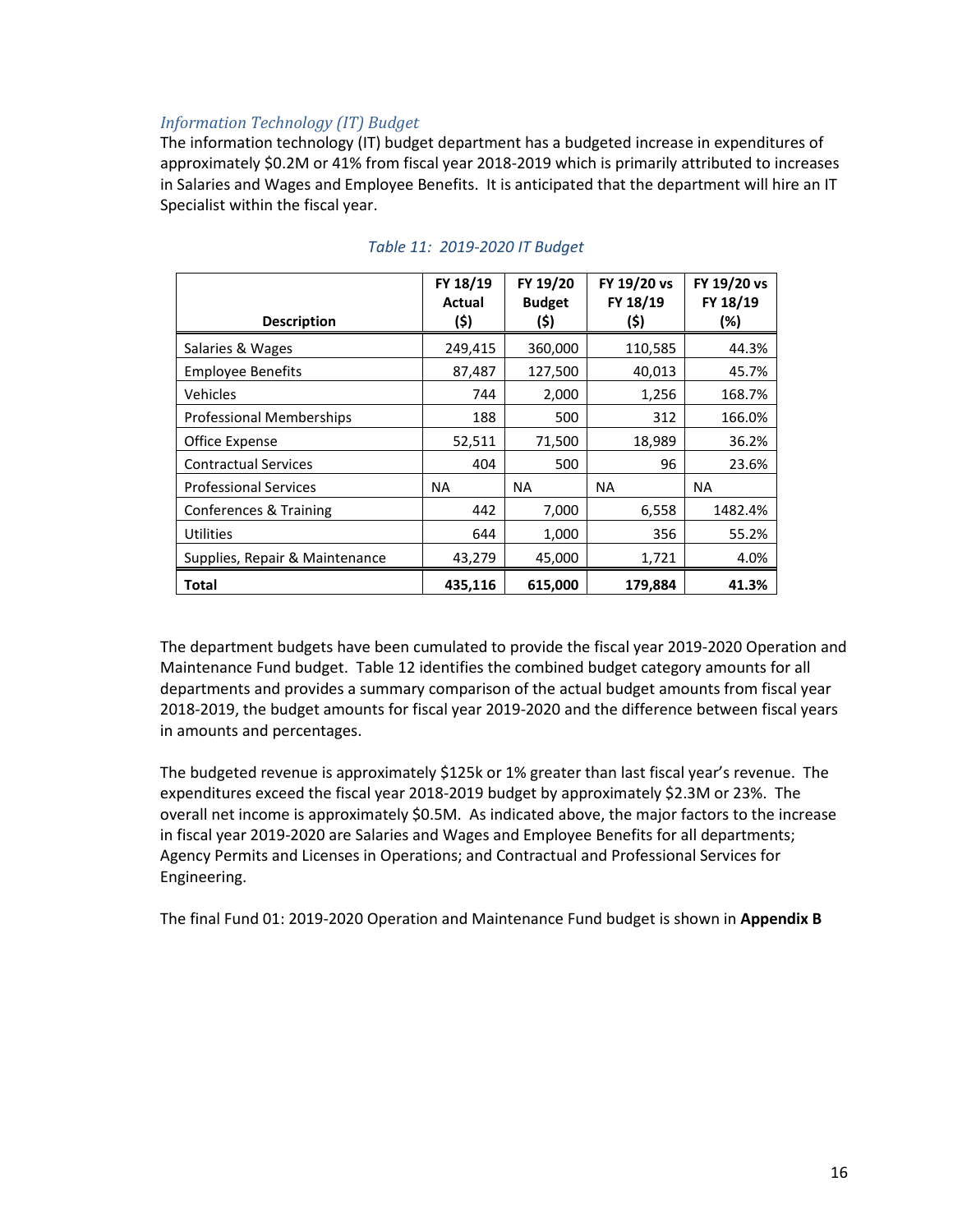### *Information Technology (IT) Budget*

The information technology (IT) budget department has a budgeted increase in expenditures of approximately \$0.2M or 41% from fiscal year 2018-2019 which is primarily attributed to increases in Salaries and Wages and Employee Benefits. It is anticipated that the department will hire an IT Specialist within the fiscal year.

*Table 11: 2019-2020 IT Budget*

| Description | FY 18/19 Actual (\$) | FY 19/20 Budget (\$) | FY 19/20 vs FY 18/19 (\$) | FY 19/20 vs FY 18/19 (%) |
|---|---|---|---|---|
| Salaries & Wages | 249,415 | 360,000 | 110,585 | 44.3% |
| Employee Benefits | 87,487 | 127,500 | 40,013 | 45.7% |
| Vehicles | 744 | 2,000 | 1,256 | 168.7% |
| Professional Memberships | 188 | 500 | 312 | 166.0% |
| Office Expense | 52,511 | 71,500 | 18,989 | 36.2% |
| Contractual Services | 404 | 500 | 96 | 23.6% |
| Professional Services | NA | NA | NA | NA |
| Conferences & Training | 442 | 7,000 | 6,558 | 1482.4% |
| Utilities | 644 | 1,000 | 356 | 55.2% |
| Supplies, Repair & Maintenance | 43,279 | 45,000 | 1,721 | 4.0% |
| **Total** | **435,116** | **615,000** | **179,884** | **41.3%** |

The department budgets have been cumulated to provide the fiscal year 2019-2020 Operation and Maintenance Fund budget. Table 12 identifies the combined budget category amounts for all departments and provides a summary comparison of the actual budget amounts from fiscal year 2018-2019, the budget amounts for fiscal year 2019-2020 and the difference between fiscal years in amounts and percentages.

The budgeted revenue is approximately \$125k or 1% greater than last fiscal year's revenue. The expenditures exceed the fiscal year 2018-2019 budget by approximately \$2.3M or 23%. The overall net income is approximately \$0.5M. As indicated above, the major factors to the increase in fiscal year 2019-2020 are Salaries and Wages and Employee Benefits for all departments; Agency Permits and Licenses in Operations; and Contractual and Professional Services for Engineering.

The final Fund 01: 2019-2020 Operation and Maintenance Fund budget is shown in **Appendix B**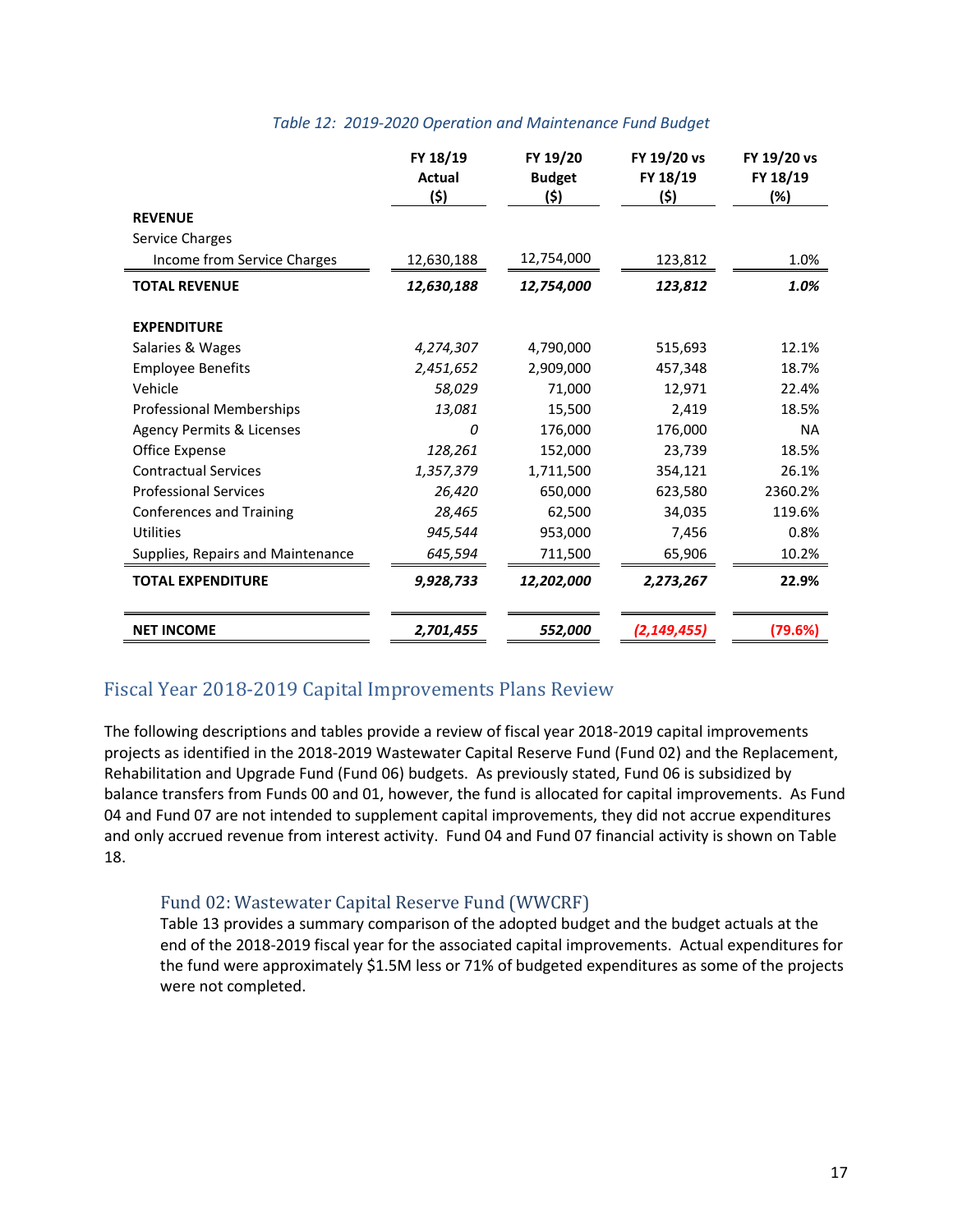*Table 12: 2019-2020 Operation and Maintenance Fund Budget*

| | FY 18/19 Actual ($) | FY 19/20 Budget ($) | FY 19/20 vs FY 18/19 ($) | FY 19/20 vs FY 18/19 (%) |
|---|---|---|---|---|
| **REVENUE** | | | | |
| Service Charges | | | | |
| Income from Service Charges | 12,630,188 | 12,754,000 | 123,812 | 1.0% |
| **TOTAL REVENUE** | ***12,630,188*** | ***12,754,000*** | ***123,812*** | ***1.0%*** |
| **EXPENDITURE** | | | | |
| Salaries & Wages | *4,274,307* | 4,790,000 | 515,693 | 12.1% |
| Employee Benefits | *2,451,652* | 2,909,000 | 457,348 | 18.7% |
| Vehicle | *58,029* | 71,000 | 12,971 | 22.4% |
| Professional Memberships | *13,081* | 15,500 | 2,419 | 18.5% |
| Agency Permits & Licenses | *0* | 176,000 | 176,000 | NA |
| Office Expense | *128,261* | 152,000 | 23,739 | 18.5% |
| Contractual Services | *1,357,379* | 1,711,500 | 354,121 | 26.1% |
| Professional Services | *26,420* | 650,000 | 623,580 | 2360.2% |
| Conferences and Training | *28,465* | 62,500 | 34,035 | 119.6% |
| Utilities | *945,544* | 953,000 | 7,456 | 0.8% |
| Supplies, Repairs and Maintenance | *645,594* | 711,500 | 65,906 | 10.2% |
| **TOTAL EXPENDITURE** | ***9,928,733*** | ***12,202,000*** | ***2,273,267*** | ***22.9%*** |
| **NET INCOME** | ***2,701,455*** | ***552,000*** | ***(2,149,455)*** | **(79.6%)** |

## Fiscal Year 2018-2019 Capital Improvements Plans Review

The following descriptions and tables provide a review of fiscal year 2018-2019 capital improvements projects as identified in the 2018-2019 Wastewater Capital Reserve Fund (Fund 02) and the Replacement, Rehabilitation and Upgrade Fund (Fund 06) budgets. As previously stated, Fund 06 is subsidized by balance transfers from Funds 00 and 01, however, the fund is allocated for capital improvements. As Fund 04 and Fund 07 are not intended to supplement capital improvements, they did not accrue expenditures and only accrued revenue from interest activity. Fund 04 and Fund 07 financial activity is shown on Table 18.

### Fund 02: Wastewater Capital Reserve Fund (WWCRF)

Table 13 provides a summary comparison of the adopted budget and the budget actuals at the end of the 2018-2019 fiscal year for the associated capital improvements. Actual expenditures for the fund were approximately $1.5M less or 71% of budgeted expenditures as some of the projects were not completed.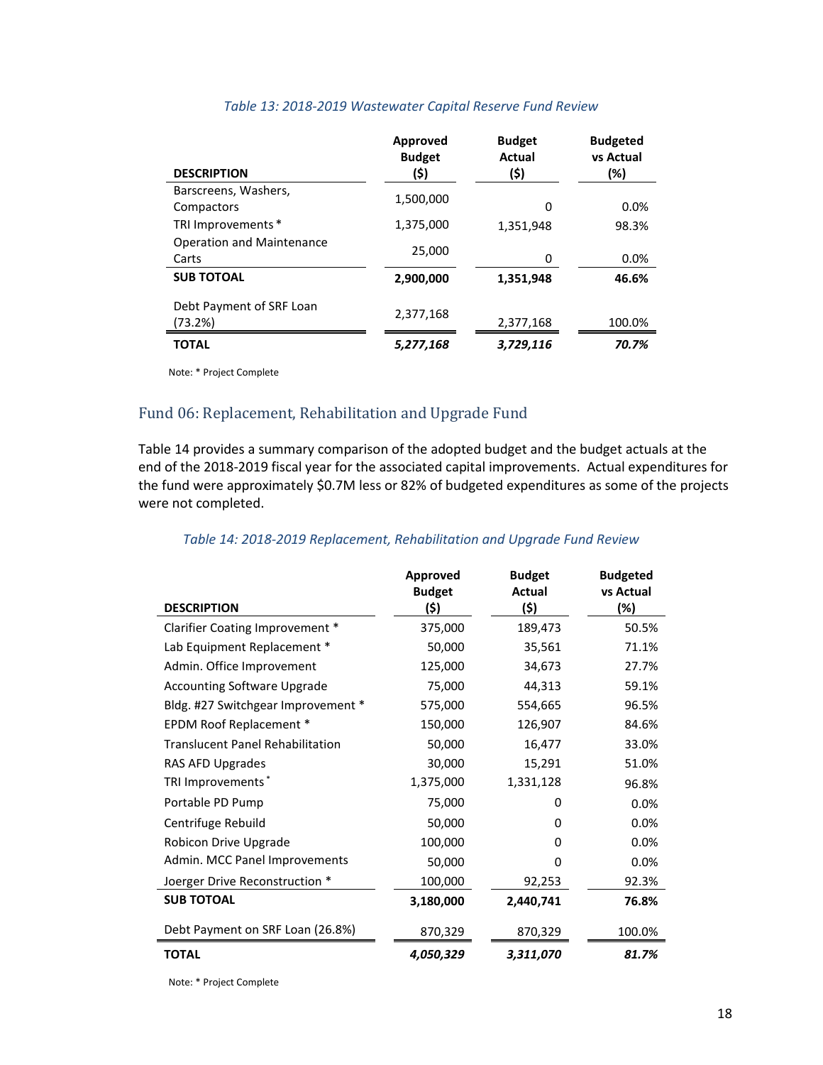*Table 13: 2018-2019 Wastewater Capital Reserve Fund Review*

| DESCRIPTION | Approved Budget ($) | Budget Actual ($) | Budgeted vs Actual (%) |
|---|---|---|---|
| Barscreens, Washers, Compactors | 1,500,000 | 0 | 0.0% |
| TRI Improvements * | 1,375,000 | 1,351,948 | 98.3% |
| Operation and Maintenance Carts | 25,000 | 0 | 0.0% |
| **SUB TOTOAL** | **2,900,000** | **1,351,948** | **46.6%** |
| Debt Payment of SRF Loan (73.2%) | 2,377,168 | 2,377,168 | 100.0% |
| **TOTAL** | ***5,277,168*** | ***3,729,116*** | ***70.7%*** |

Note: * Project Complete

## Fund 06: Replacement, Rehabilitation and Upgrade Fund

Table 14 provides a summary comparison of the adopted budget and the budget actuals at the end of the 2018-2019 fiscal year for the associated capital improvements. Actual expenditures for the fund were approximately $0.7M less or 82% of budgeted expenditures as some of the projects were not completed.

*Table 14: 2018-2019 Replacement, Rehabilitation and Upgrade Fund Review*

| DESCRIPTION | Approved Budget ($) | Budget Actual ($) | Budgeted vs Actual (%) |
|---|---|---|---|
| Clarifier Coating Improvement * | 375,000 | 189,473 | 50.5% |
| Lab Equipment Replacement * | 50,000 | 35,561 | 71.1% |
| Admin. Office Improvement | 125,000 | 34,673 | 27.7% |
| Accounting Software Upgrade | 75,000 | 44,313 | 59.1% |
| Bldg. #27 Switchgear Improvement * | 575,000 | 554,665 | 96.5% |
| EPDM Roof Replacement * | 150,000 | 126,907 | 84.6% |
| Translucent Panel Rehabilitation | 50,000 | 16,477 | 33.0% |
| RAS AFD Upgrades | 30,000 | 15,291 | 51.0% |
| TRI Improvements * | 1,375,000 | 1,331,128 | 96.8% |
| Portable PD Pump | 75,000 | 0 | 0.0% |
| Centrifuge Rebuild | 50,000 | 0 | 0.0% |
| Robicon Drive Upgrade | 100,000 | 0 | 0.0% |
| Admin. MCC Panel Improvements | 50,000 | 0 | 0.0% |
| Joerger Drive Reconstruction * | 100,000 | 92,253 | 92.3% |
| **SUB TOTOAL** | **3,180,000** | **2,440,741** | **76.8%** |
| Debt Payment on SRF Loan (26.8%) | 870,329 | 870,329 | 100.0% |
| **TOTAL** | ***4,050,329*** | ***3,311,070*** | ***81.7%*** |

Note: * Project Complete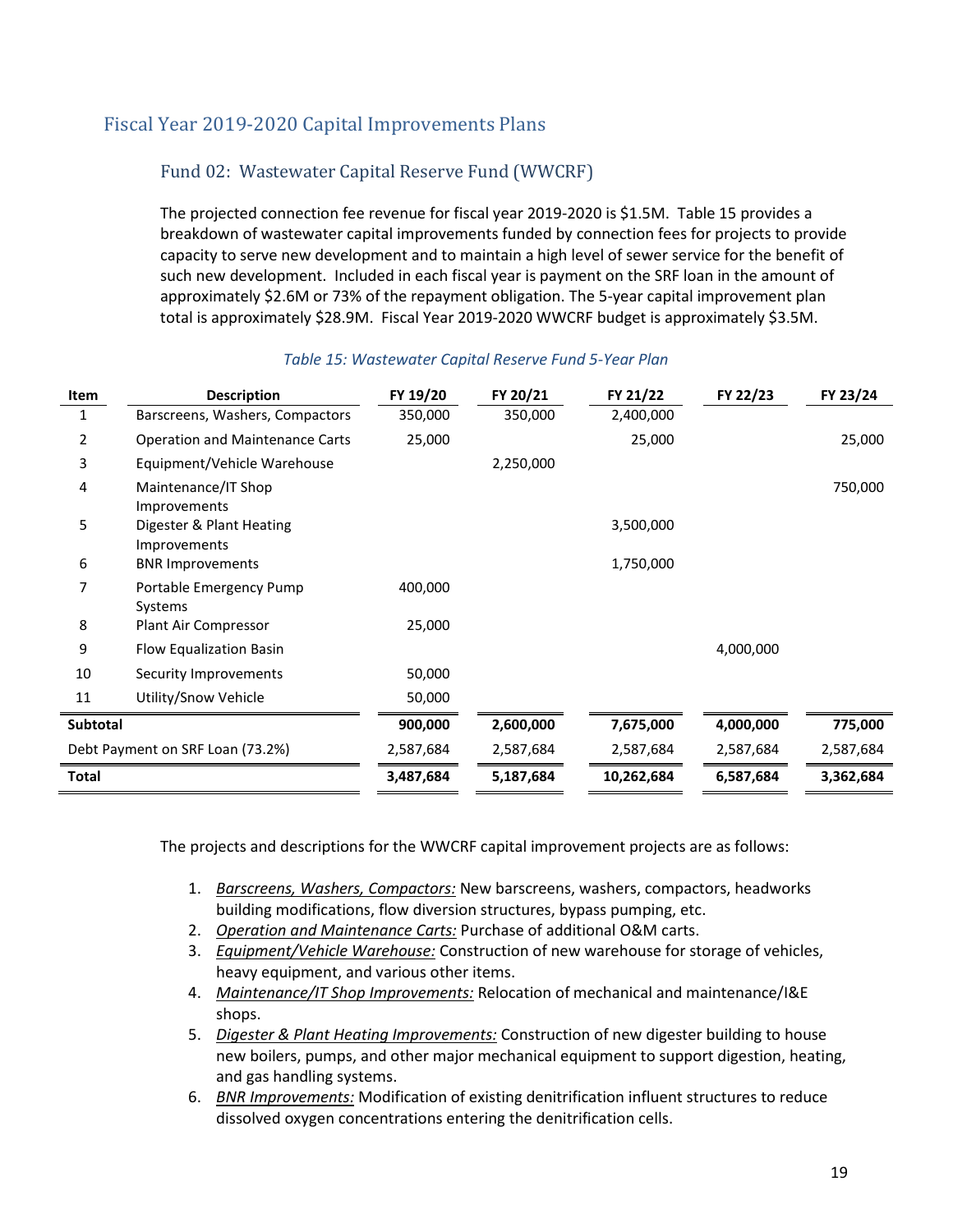## Fiscal Year 2019-2020 Capital Improvements Plans

### Fund 02: Wastewater Capital Reserve Fund (WWCRF)

The projected connection fee revenue for fiscal year 2019-2020 is $1.5M. Table 15 provides a breakdown of wastewater capital improvements funded by connection fees for projects to provide capacity to serve new development and to maintain a high level of sewer service for the benefit of such new development. Included in each fiscal year is payment on the SRF loan in the amount of approximately $2.6M or 73% of the repayment obligation. The 5-year capital improvement plan total is approximately $28.9M. Fiscal Year 2019-2020 WWCRF budget is approximately $3.5M.

*Table 15: Wastewater Capital Reserve Fund 5-Year Plan*

| Item | Description | FY 19/20 | FY 20/21 | FY 21/22 | FY 22/23 | FY 23/24 |
|---|---|---|---|---|---|---|
| 1 | Barscreens, Washers, Compactors | 350,000 | 350,000 | 2,400,000 | | |
| 2 | Operation and Maintenance Carts | 25,000 | | 25,000 | | 25,000 |
| 3 | Equipment/Vehicle Warehouse | | 2,250,000 | | | |
| 4 | Maintenance/IT Shop Improvements | | | | | 750,000 |
| 5 | Digester & Plant Heating Improvements | | | 3,500,000 | | |
| 6 | BNR Improvements | | | 1,750,000 | | |
| 7 | Portable Emergency Pump Systems | 400,000 | | | | |
| 8 | Plant Air Compressor | 25,000 | | | | |
| 9 | Flow Equalization Basin | | | | 4,000,000 | |
| 10 | Security Improvements | 50,000 | | | | |
| 11 | Utility/Snow Vehicle | 50,000 | | | | |
| **Subtotal** | | **900,000** | **2,600,000** | **7,675,000** | **4,000,000** | **775,000** |
| Debt Payment on SRF Loan (73.2%) | | 2,587,684 | 2,587,684 | 2,587,684 | 2,587,684 | 2,587,684 |
| **Total** | | **3,487,684** | **5,187,684** | **10,262,684** | **6,587,684** | **3,362,684** |

The projects and descriptions for the WWCRF capital improvement projects are as follows:

1. *Barscreens, Washers, Compactors:* New barscreens, washers, compactors, headworks building modifications, flow diversion structures, bypass pumping, etc.
2. *Operation and Maintenance Carts:* Purchase of additional O&M carts.
3. *Equipment/Vehicle Warehouse:* Construction of new warehouse for storage of vehicles, heavy equipment, and various other items.
4. *Maintenance/IT Shop Improvements:* Relocation of mechanical and maintenance/I&E shops.
5. *Digester & Plant Heating Improvements:* Construction of new digester building to house new boilers, pumps, and other major mechanical equipment to support digestion, heating, and gas handling systems.
6. *BNR Improvements:* Modification of existing denitrification influent structures to reduce dissolved oxygen concentrations entering the denitrification cells.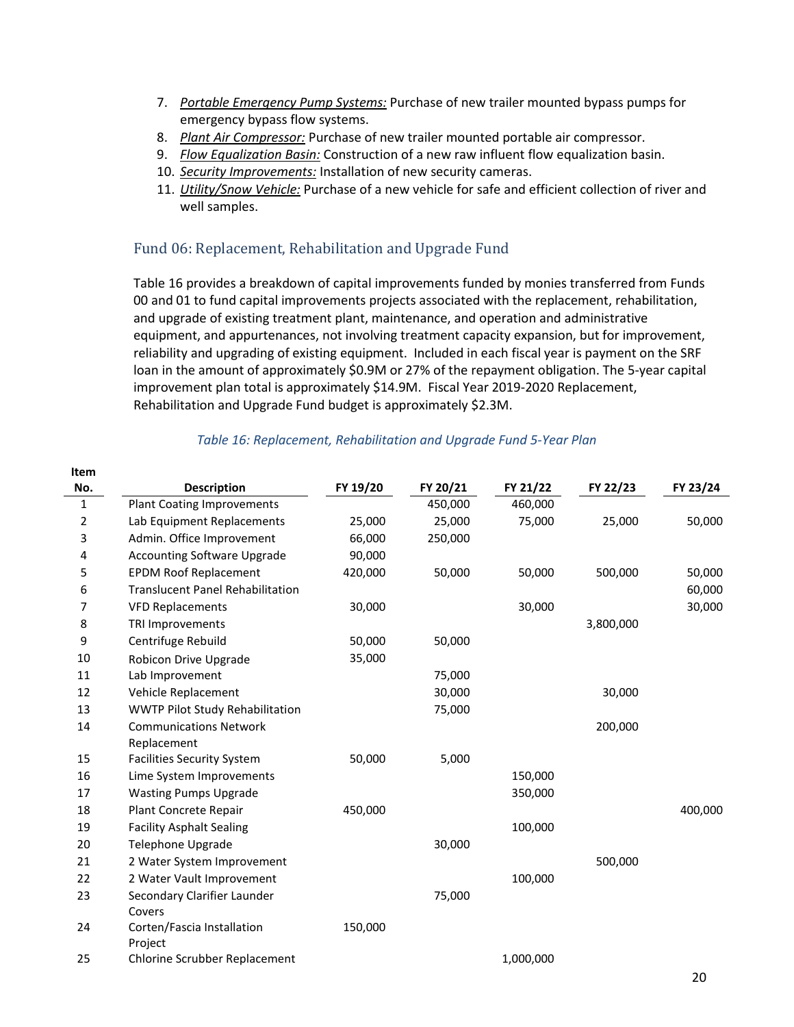7. *Portable Emergency Pump Systems:* Purchase of new trailer mounted bypass pumps for emergency bypass flow systems.
8. *Plant Air Compressor:* Purchase of new trailer mounted portable air compressor.
9. *Flow Equalization Basin:* Construction of a new raw influent flow equalization basin.
10. *Security Improvements:* Installation of new security cameras.
11. *Utility/Snow Vehicle:* Purchase of a new vehicle for safe and efficient collection of river and well samples.

### Fund 06: Replacement, Rehabilitation and Upgrade Fund

Table 16 provides a breakdown of capital improvements funded by monies transferred from Funds 00 and 01 to fund capital improvements projects associated with the replacement, rehabilitation, and upgrade of existing treatment plant, maintenance, and operation and administrative equipment, and appurtenances, not involving treatment capacity expansion, but for improvement, reliability and upgrading of existing equipment. Included in each fiscal year is payment on the SRF loan in the amount of approximately $0.9M or 27% of the repayment obligation. The 5-year capital improvement plan total is approximately $14.9M. Fiscal Year 2019-2020 Replacement, Rehabilitation and Upgrade Fund budget is approximately $2.3M.

*Table 16: Replacement, Rehabilitation and Upgrade Fund 5-Year Plan*

| Item No. | Description | FY 19/20 | FY 20/21 | FY 21/22 | FY 22/23 | FY 23/24 |
|---|---|---|---|---|---|---|
| 1 | Plant Coating Improvements | | 450,000 | 460,000 | | |
| 2 | Lab Equipment Replacements | 25,000 | 25,000 | 75,000 | 25,000 | 50,000 |
| 3 | Admin. Office Improvement | 66,000 | 250,000 | | | |
| 4 | Accounting Software Upgrade | 90,000 | | | | |
| 5 | EPDM Roof Replacement | 420,000 | 50,000 | 50,000 | 500,000 | 50,000 |
| 6 | Translucent Panel Rehabilitation | | | | | 60,000 |
| 7 | VFD Replacements | 30,000 | | 30,000 | | 30,000 |
| 8 | TRI Improvements | | | | 3,800,000 | |
| 9 | Centrifuge Rebuild | 50,000 | 50,000 | | | |
| 10 | Robicon Drive Upgrade | 35,000 | | | | |
| 11 | Lab Improvement | | 75,000 | | | |
| 12 | Vehicle Replacement | | 30,000 | | 30,000 | |
| 13 | WWTP Pilot Study Rehabilitation | | 75,000 | | | |
| 14 | Communications Network Replacement | | | | 200,000 | |
| 15 | Facilities Security System | 50,000 | 5,000 | | | |
| 16 | Lime System Improvements | | | 150,000 | | |
| 17 | Wasting Pumps Upgrade | | | 350,000 | | |
| 18 | Plant Concrete Repair | 450,000 | | | | 400,000 |
| 19 | Facility Asphalt Sealing | | | 100,000 | | |
| 20 | Telephone Upgrade | | 30,000 | | | |
| 21 | 2 Water System Improvement | | | | 500,000 | |
| 22 | 2 Water Vault Improvement | | | 100,000 | | |
| 23 | Secondary Clarifier Launder Covers | | 75,000 | | | |
| 24 | Corten/Fascia Installation Project | 150,000 | | | | |
| 25 | Chlorine Scrubber Replacement | | | 1,000,000 | | |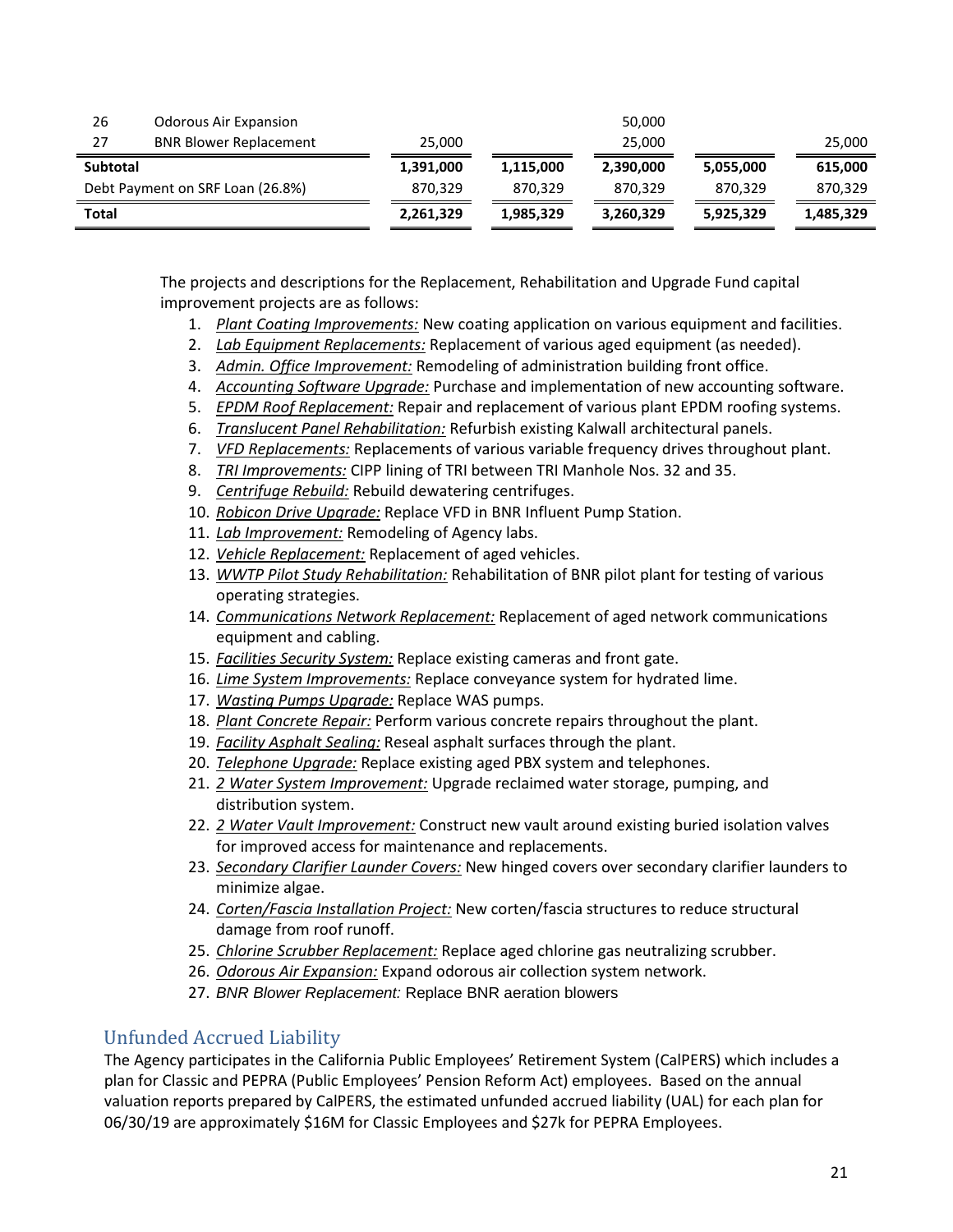| | | | | | | |
|---|---|---|---|---|---|---|
| 26 | Odorous Air Expansion | | | 50,000 | | |
| 27 | BNR Blower Replacement | 25,000 | | 25,000 | | 25,000 |
| **Subtotal** | | **1,391,000** | **1,115,000** | **2,390,000** | **5,055,000** | **615,000** |
| Debt Payment on SRF Loan (26.8%) | | 870,329 | 870,329 | 870,329 | 870,329 | 870,329 |
| **Total** | | **2,261,329** | **1,985,329** | **3,260,329** | **5,925,329** | **1,485,329** |

The projects and descriptions for the Replacement, Rehabilitation and Upgrade Fund capital improvement projects are as follows:

1. *Plant Coating Improvements:* New coating application on various equipment and facilities.
2. *Lab Equipment Replacements:* Replacement of various aged equipment (as needed).
3. *Admin. Office Improvement:* Remodeling of administration building front office.
4. *Accounting Software Upgrade:* Purchase and implementation of new accounting software.
5. *EPDM Roof Replacement:* Repair and replacement of various plant EPDM roofing systems.
6. *Translucent Panel Rehabilitation:* Refurbish existing Kalwall architectural panels.
7. *VFD Replacements:* Replacements of various variable frequency drives throughout plant.
8. *TRI Improvements:* CIPP lining of TRI between TRI Manhole Nos. 32 and 35.
9. *Centrifuge Rebuild:* Rebuild dewatering centrifuges.
10. *Robicon Drive Upgrade:* Replace VFD in BNR Influent Pump Station.
11. *Lab Improvement:* Remodeling of Agency labs.
12. *Vehicle Replacement:* Replacement of aged vehicles.
13. *WWTP Pilot Study Rehabilitation:* Rehabilitation of BNR pilot plant for testing of various operating strategies.
14. *Communications Network Replacement:* Replacement of aged network communications equipment and cabling.
15. *Facilities Security System:* Replace existing cameras and front gate.
16. *Lime System Improvements:* Replace conveyance system for hydrated lime.
17. *Wasting Pumps Upgrade:* Replace WAS pumps.
18. *Plant Concrete Repair:* Perform various concrete repairs throughout the plant.
19. *Facility Asphalt Sealing:* Reseal asphalt surfaces through the plant.
20. *Telephone Upgrade:* Replace existing aged PBX system and telephones.
21. *2 Water System Improvement:* Upgrade reclaimed water storage, pumping, and distribution system.
22. *2 Water Vault Improvement:* Construct new vault around existing buried isolation valves for improved access for maintenance and replacements.
23. *Secondary Clarifier Launder Covers:* New hinged covers over secondary clarifier launders to minimize algae.
24. *Corten/Fascia Installation Project:* New corten/fascia structures to reduce structural damage from roof runoff.
25. *Chlorine Scrubber Replacement:* Replace aged chlorine gas neutralizing scrubber.
26. *Odorous Air Expansion:* Expand odorous air collection system network.
27. *BNR Blower Replacement:* Replace BNR aeration blowers

## Unfunded Accrued Liability

The Agency participates in the California Public Employees' Retirement System (CalPERS) which includes a plan for Classic and PEPRA (Public Employees' Pension Reform Act) employees. Based on the annual valuation reports prepared by CalPERS, the estimated unfunded accrued liability (UAL) for each plan for 06/30/19 are approximately $16M for Classic Employees and $27k for PEPRA Employees.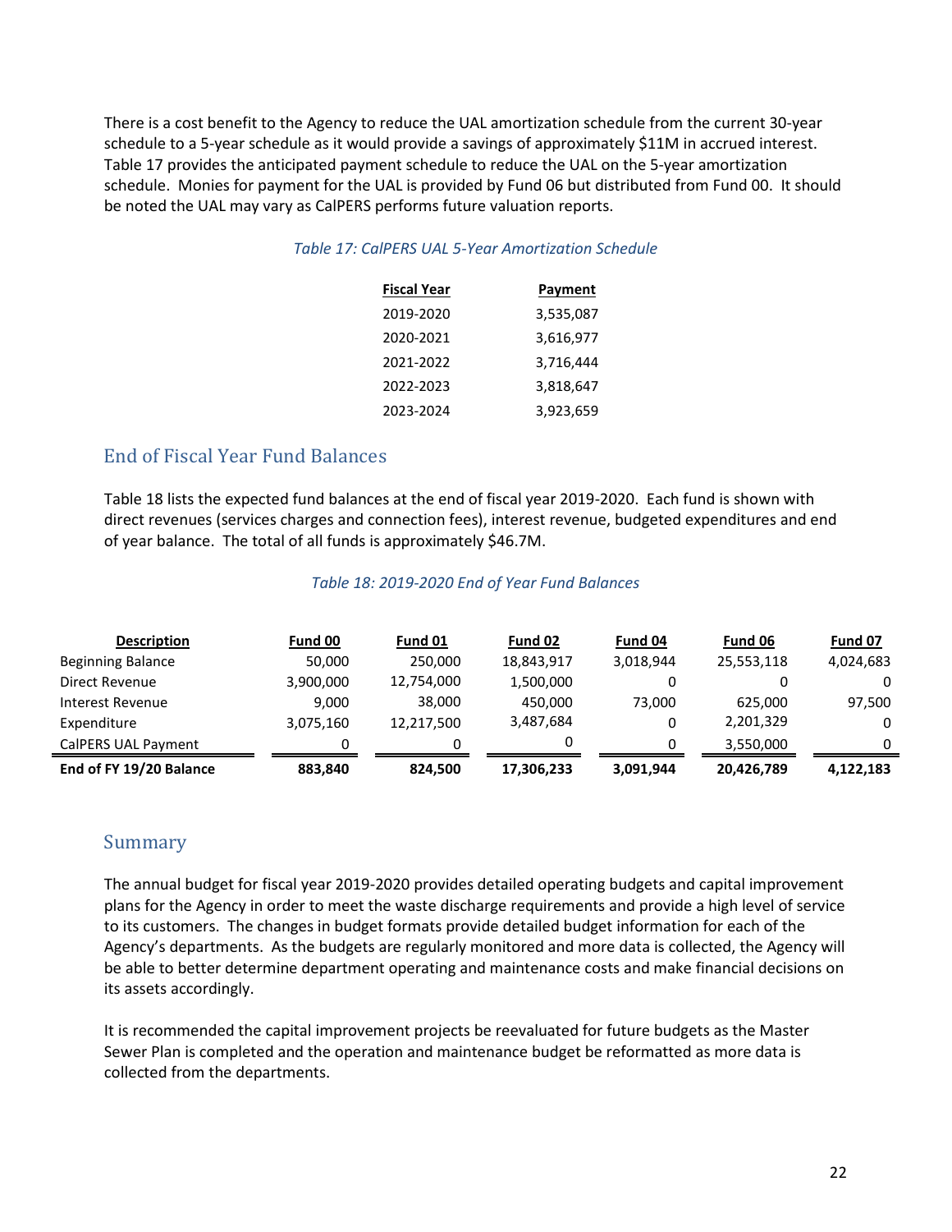There is a cost benefit to the Agency to reduce the UAL amortization schedule from the current 30-year schedule to a 5-year schedule as it would provide a savings of approximately $11M in accrued interest. Table 17 provides the anticipated payment schedule to reduce the UAL on the 5-year amortization schedule. Monies for payment for the UAL is provided by Fund 06 but distributed from Fund 00. It should be noted the UAL may vary as CalPERS performs future valuation reports.

*Table 17: CalPERS UAL 5-Year Amortization Schedule*

| Fiscal Year | Payment |
|---|---|
| 2019-2020 | 3,535,087 |
| 2020-2021 | 3,616,977 |
| 2021-2022 | 3,716,444 |
| 2022-2023 | 3,818,647 |
| 2023-2024 | 3,923,659 |

## End of Fiscal Year Fund Balances

Table 18 lists the expected fund balances at the end of fiscal year 2019-2020. Each fund is shown with direct revenues (services charges and connection fees), interest revenue, budgeted expenditures and end of year balance. The total of all funds is approximately $46.7M.

*Table 18: 2019-2020 End of Year Fund Balances*

| Description | Fund 00 | Fund 01 | Fund 02 | Fund 04 | Fund 06 | Fund 07 |
|---|---|---|---|---|---|---|
| Beginning Balance | 50,000 | 250,000 | 18,843,917 | 3,018,944 | 25,553,118 | 4,024,683 |
| Direct Revenue | 3,900,000 | 12,754,000 | 1,500,000 | 0 | 0 | 0 |
| Interest Revenue | 9,000 | 38,000 | 450,000 | 73,000 | 625,000 | 97,500 |
| Expenditure | 3,075,160 | 12,217,500 | 3,487,684 | 0 | 2,201,329 | 0 |
| CalPERS UAL Payment | 0 | 0 | 0 | 0 | 3,550,000 | 0 |
| **End of FY 19/20 Balance** | **883,840** | **824,500** | **17,306,233** | **3,091,944** | **20,426,789** | **4,122,183** |

## Summary

The annual budget for fiscal year 2019-2020 provides detailed operating budgets and capital improvement plans for the Agency in order to meet the waste discharge requirements and provide a high level of service to its customers. The changes in budget formats provide detailed budget information for each of the Agency's departments. As the budgets are regularly monitored and more data is collected, the Agency will be able to better determine department operating and maintenance costs and make financial decisions on its assets accordingly.

It is recommended the capital improvement projects be reevaluated for future budgets as the Master Sewer Plan is completed and the operation and maintenance budget be reformatted as more data is collected from the departments.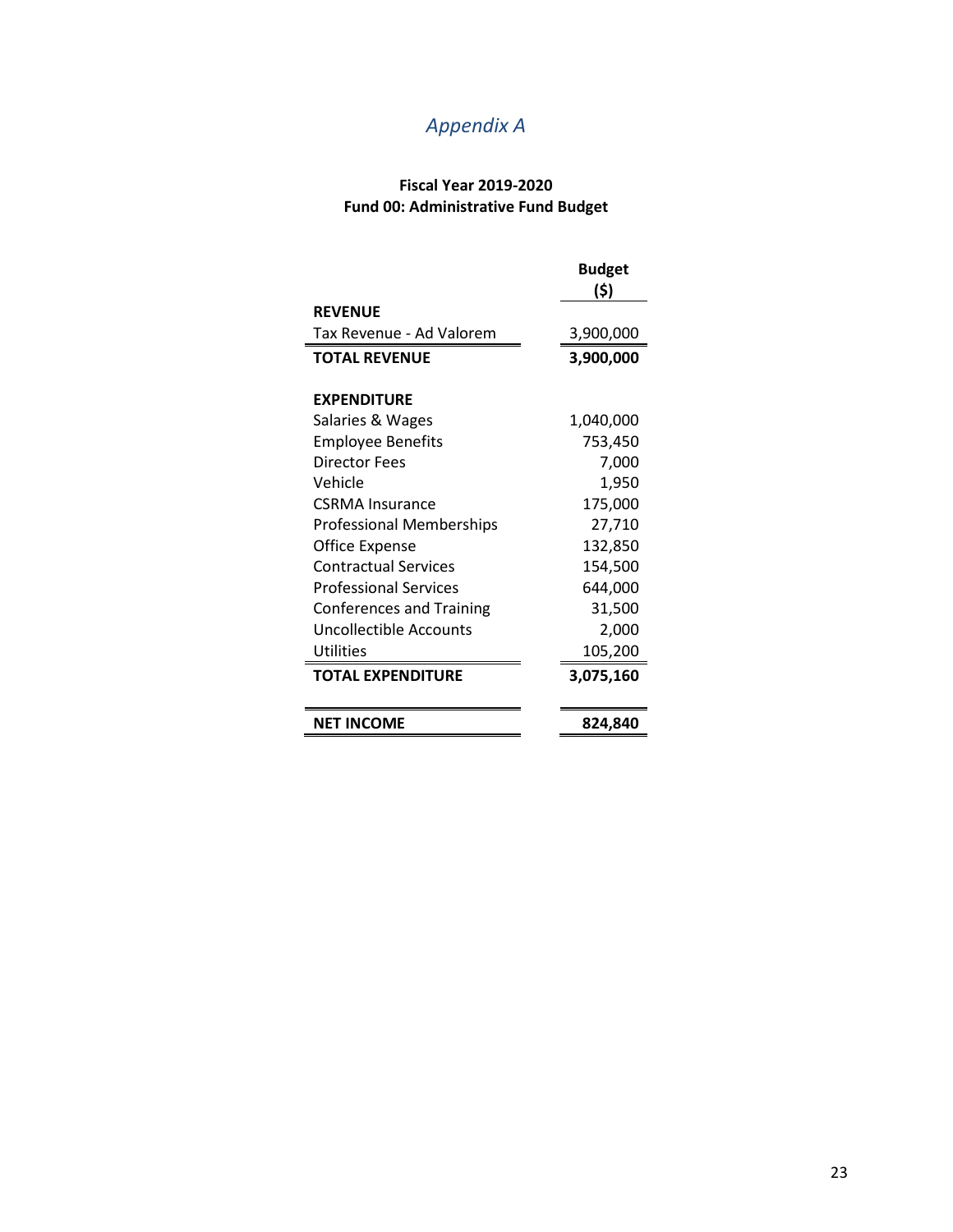## *Appendix A*

**Fiscal Year 2019-2020**
**Fund 00: Administrative Fund Budget**

| | Budget ($) |
|---|---:|
| **REVENUE** | |
| Tax Revenue - Ad Valorem | 3,900,000 |
| **TOTAL REVENUE** | **3,900,000** |
| | |
| **EXPENDITURE** | |
| Salaries & Wages | 1,040,000 |
| Employee Benefits | 753,450 |
| Director Fees | 7,000 |
| Vehicle | 1,950 |
| CSRMA Insurance | 175,000 |
| Professional Memberships | 27,710 |
| Office Expense | 132,850 |
| Contractual Services | 154,500 |
| Professional Services | 644,000 |
| Conferences and Training | 31,500 |
| Uncollectible Accounts | 2,000 |
| Utilities | 105,200 |
| **TOTAL EXPENDITURE** | **3,075,160** |
| | |
| **NET INCOME** | **824,840** |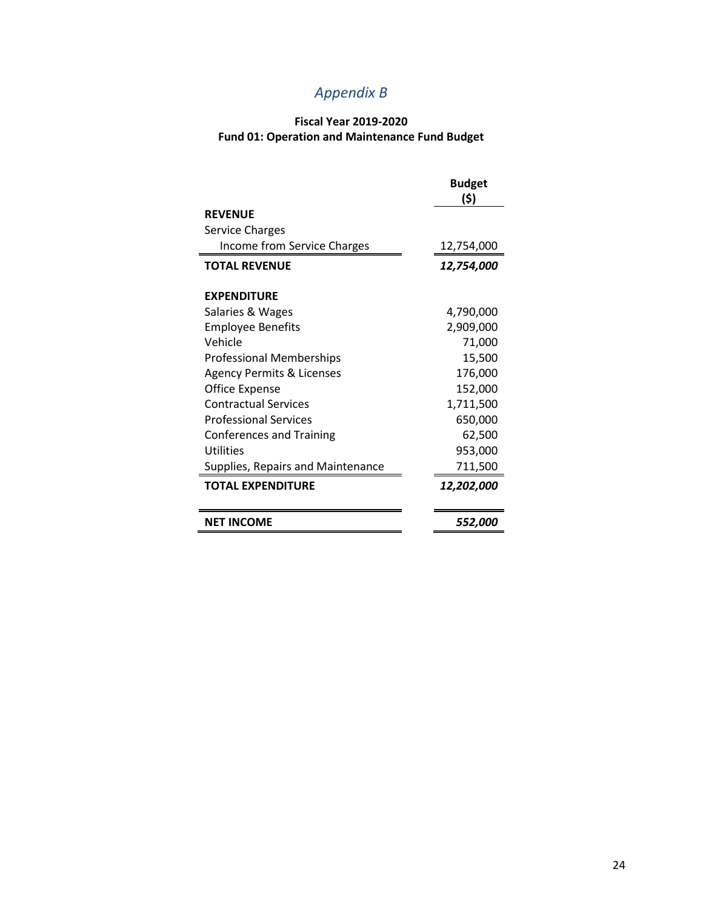# *Appendix B*

**Fiscal Year 2019-2020**
**Fund 01: Operation and Maintenance Fund Budget**

| | **Budget ($)** |
|---|---|
| **REVENUE** | |
| Service Charges | |
| Income from Service Charges | 12,754,000 |
| **TOTAL REVENUE** | ***12,754,000*** |
| | |
| **EXPENDITURE** | |
| Salaries & Wages | 4,790,000 |
| Employee Benefits | 2,909,000 |
| Vehicle | 71,000 |
| Professional Memberships | 15,500 |
| Agency Permits & Licenses | 176,000 |
| Office Expense | 152,000 |
| Contractual Services | 1,711,500 |
| Professional Services | 650,000 |
| Conferences and Training | 62,500 |
| Utilities | 953,000 |
| Supplies, Repairs and Maintenance | 711,500 |
| **TOTAL EXPENDITURE** | ***12,202,000*** |
| | |
| **NET INCOME** | ***552,000*** |